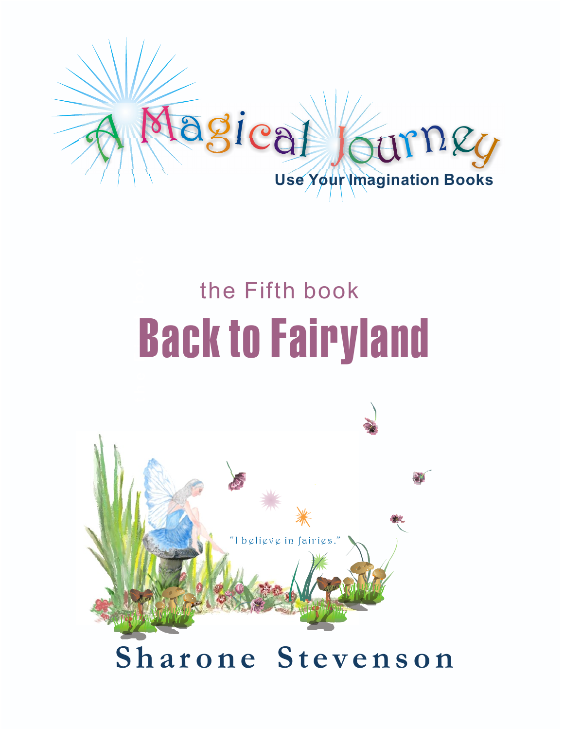# A Magical Journey

**Use Your Imagination Books**

the Fifth book

# Back to Fairyland

"I believe in fairies."

**Sharone Stevenson**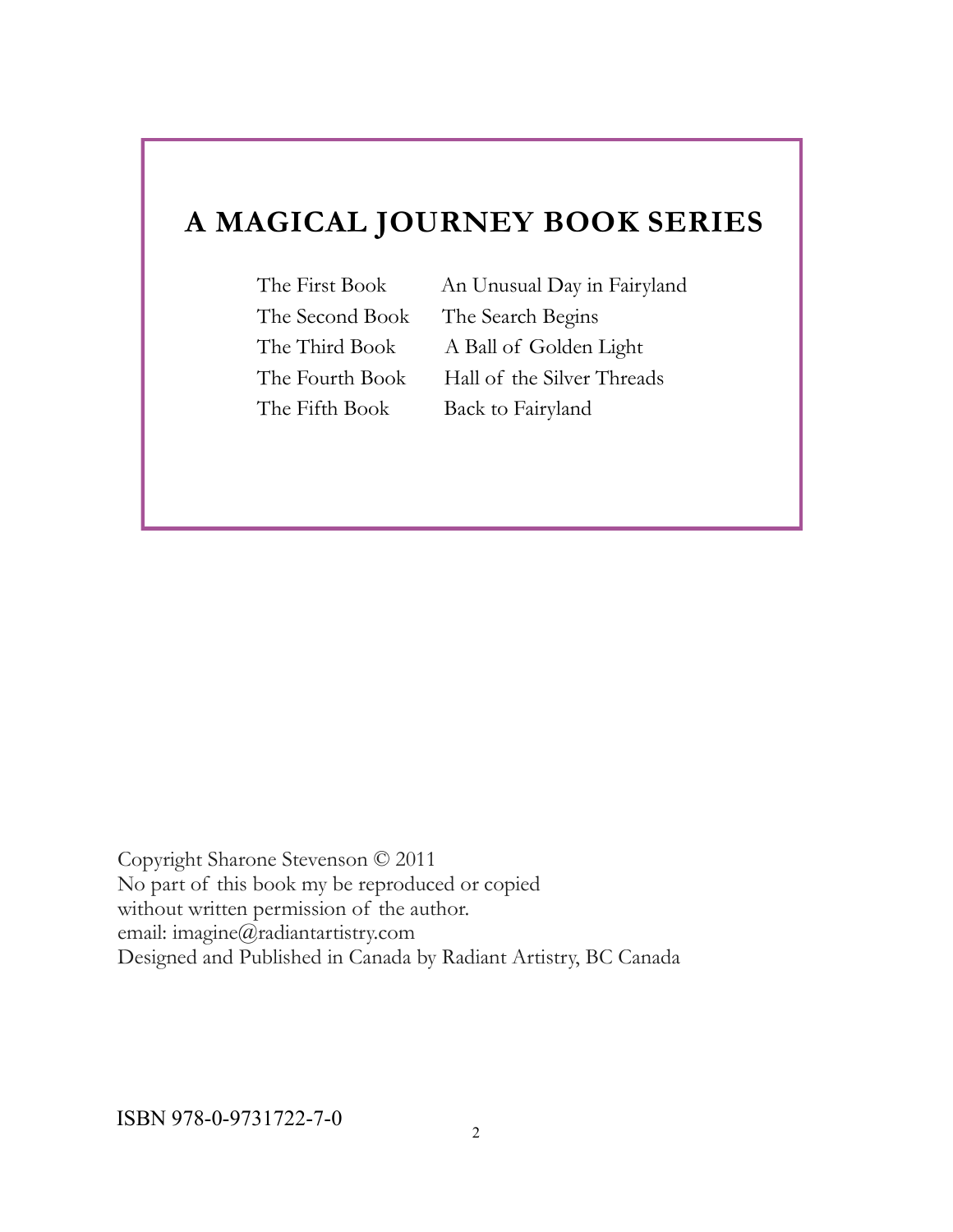## A MAGICAL JOURNEY BOOK SERIES

| | |
|---|---|
| The First Book | An Unusual Day in Fairyland |
| The Second Book | The Search Begins |
| The Third Book | A Ball of Golden Light |
| The Fourth Book | Hall of the Silver Threads |
| The Fifth Book | Back to Fairyland |

Copyright Sharone Stevenson © 2011
No part of this book my be reproduced or copied
without written permission of the author.
email: imagine@radiantartistry.com
Designed and Published in Canada by Radiant Artistry, BC Canada

ISBN 978-0-9731722-7-0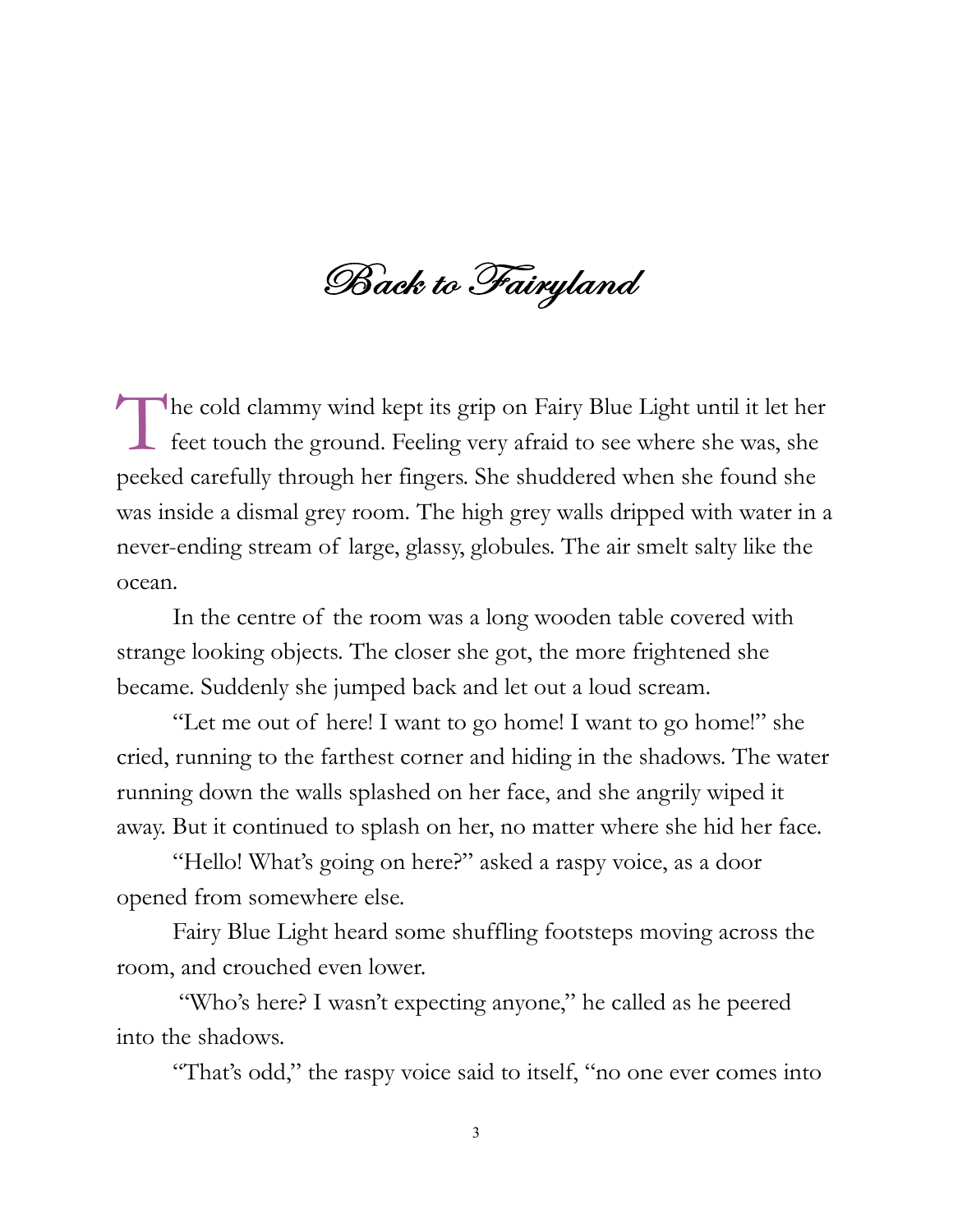# Back to Fairyland

The cold clammy wind kept its grip on Fairy Blue Light until it let her feet touch the ground. Feeling very afraid to see where she was, she peeked carefully through her fingers. She shuddered when she found she was inside a dismal grey room. The high grey walls dripped with water in a never-ending stream of large, glassy, globules. The air smelt salty like the ocean.

In the centre of the room was a long wooden table covered with strange looking objects. The closer she got, the more frightened she became. Suddenly she jumped back and let out a loud scream.

"Let me out of here! I want to go home! I want to go home!" she cried, running to the farthest corner and hiding in the shadows. The water running down the walls splashed on her face, and she angrily wiped it away. But it continued to splash on her, no matter where she hid her face.

"Hello! What's going on here?" asked a raspy voice, as a door opened from somewhere else.

Fairy Blue Light heard some shuffling footsteps moving across the room, and crouched even lower.

"Who's here? I wasn't expecting anyone," he called as he peered into the shadows.

"That's odd," the raspy voice said to itself, "no one ever comes into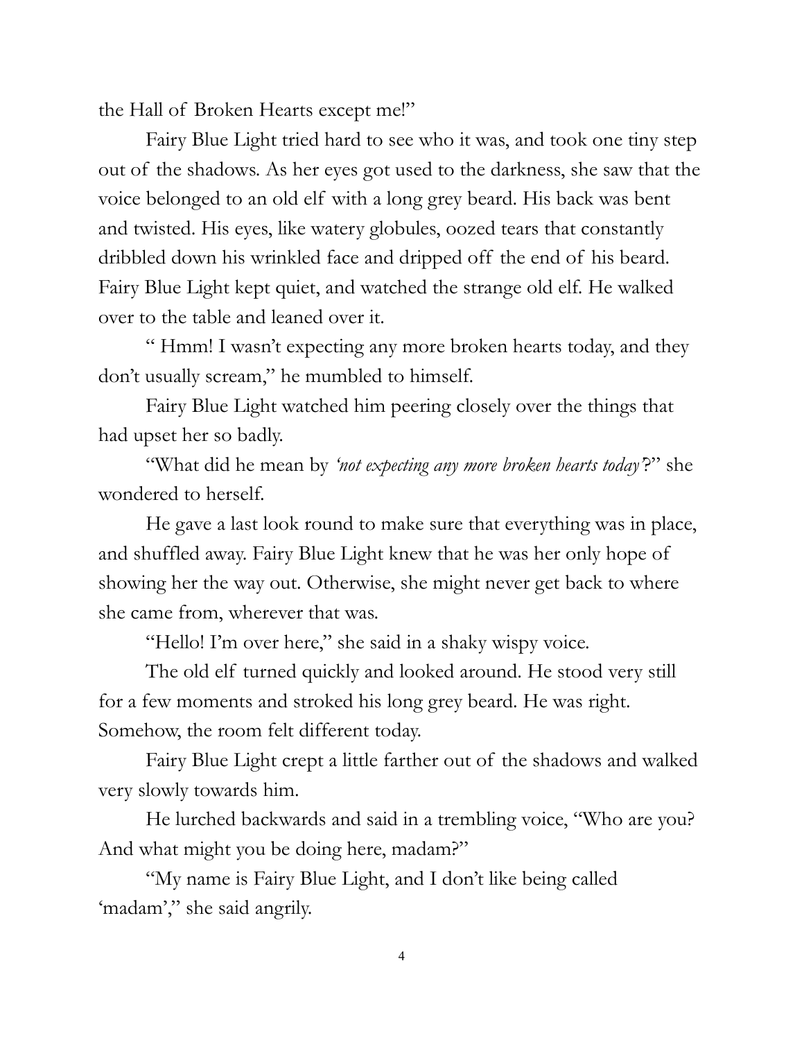the Hall of Broken Hearts except me!"

Fairy Blue Light tried hard to see who it was, and took one tiny step out of the shadows. As her eyes got used to the darkness, she saw that the voice belonged to an old elf with a long grey beard. His back was bent and twisted. His eyes, like watery globules, oozed tears that constantly dribbled down his wrinkled face and dripped off the end of his beard. Fairy Blue Light kept quiet, and watched the strange old elf. He walked over to the table and leaned over it.

" Hmm! I wasn't expecting any more broken hearts today, and they don't usually scream," he mumbled to himself.

Fairy Blue Light watched him peering closely over the things that had upset her so badly.

"What did he mean by *'not expecting any more broken hearts today'*?" she wondered to herself.

He gave a last look round to make sure that everything was in place, and shuffled away. Fairy Blue Light knew that he was her only hope of showing her the way out. Otherwise, she might never get back to where she came from, wherever that was.

"Hello! I'm over here," she said in a shaky wispy voice.

The old elf turned quickly and looked around. He stood very still for a few moments and stroked his long grey beard. He was right. Somehow, the room felt different today.

Fairy Blue Light crept a little farther out of the shadows and walked very slowly towards him.

He lurched backwards and said in a trembling voice, "Who are you? And what might you be doing here, madam?"

"My name is Fairy Blue Light, and I don't like being called 'madam'," she said angrily.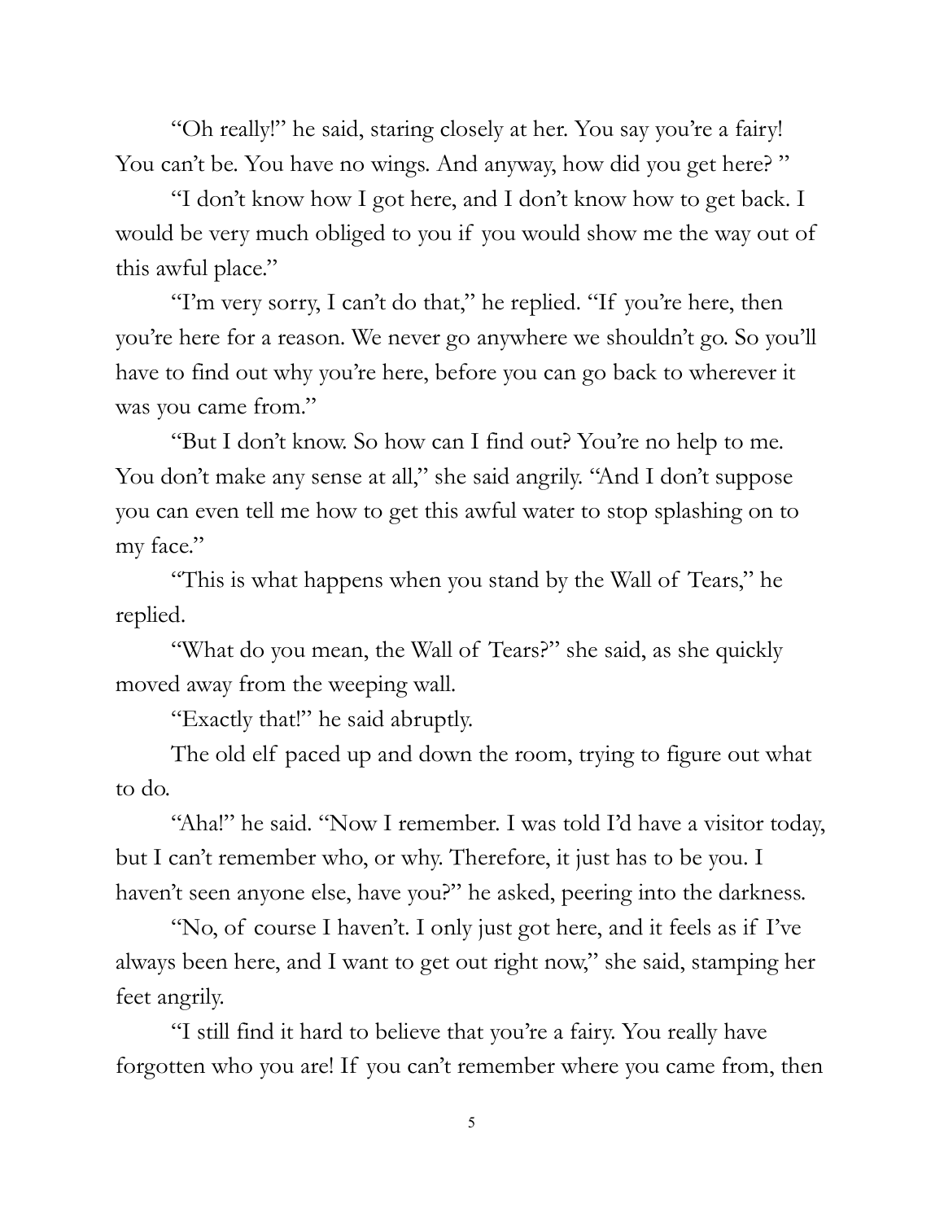"Oh really!" he said, staring closely at her. You say you're a fairy! You can't be. You have no wings. And anyway, how did you get here? "

"I don't know how I got here, and I don't know how to get back. I would be very much obliged to you if you would show me the way out of this awful place."

"I'm very sorry, I can't do that," he replied. "If you're here, then you're here for a reason. We never go anywhere we shouldn't go. So you'll have to find out why you're here, before you can go back to wherever it was you came from."

"But I don't know. So how can I find out? You're no help to me. You don't make any sense at all," she said angrily. "And I don't suppose you can even tell me how to get this awful water to stop splashing on to my face."

"This is what happens when you stand by the Wall of Tears," he replied.

"What do you mean, the Wall of Tears?" she said, as she quickly moved away from the weeping wall.

"Exactly that!" he said abruptly.

The old elf paced up and down the room, trying to figure out what to do.

"Aha!" he said. "Now I remember. I was told I'd have a visitor today, but I can't remember who, or why. Therefore, it just has to be you. I haven't seen anyone else, have you?" he asked, peering into the darkness.

"No, of course I haven't. I only just got here, and it feels as if I've always been here, and I want to get out right now," she said, stamping her feet angrily.

"I still find it hard to believe that you're a fairy. You really have forgotten who you are! If you can't remember where you came from, then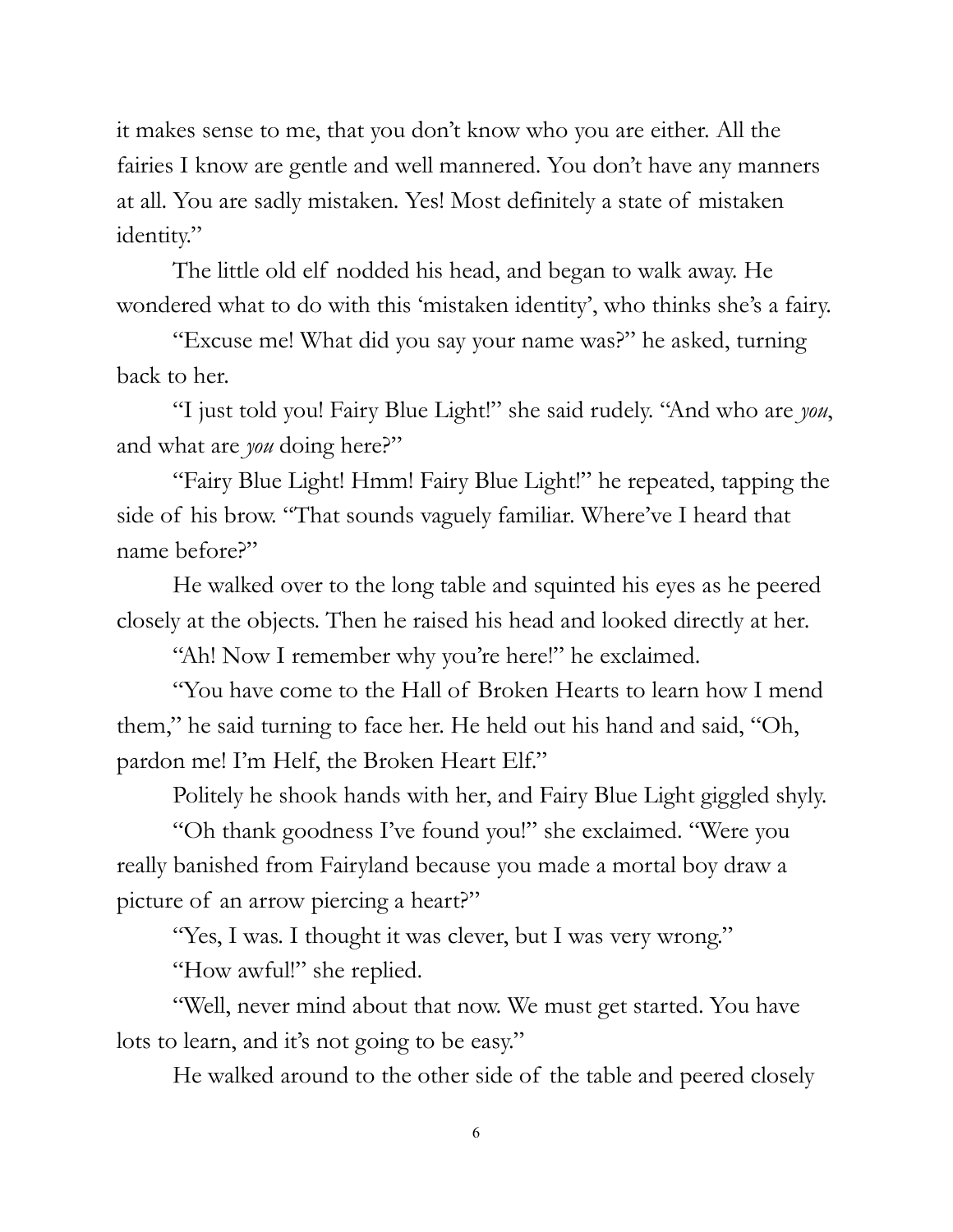it makes sense to me, that you don't know who you are either. All the fairies I know are gentle and well mannered. You don't have any manners at all. You are sadly mistaken. Yes! Most definitely a state of mistaken identity."

The little old elf nodded his head, and began to walk away. He wondered what to do with this 'mistaken identity', who thinks she's a fairy.

"Excuse me! What did you say your name was?" he asked, turning back to her.

"I just told you! Fairy Blue Light!" she said rudely. "And who are *you*, and what are *you* doing here?"

"Fairy Blue Light! Hmm! Fairy Blue Light!" he repeated, tapping the side of his brow. "That sounds vaguely familiar. Where've I heard that name before?"

He walked over to the long table and squinted his eyes as he peered closely at the objects. Then he raised his head and looked directly at her.

"Ah! Now I remember why you're here!" he exclaimed.

"You have come to the Hall of Broken Hearts to learn how I mend them," he said turning to face her. He held out his hand and said, "Oh, pardon me! I'm Helf, the Broken Heart Elf."

Politely he shook hands with her, and Fairy Blue Light giggled shyly.

"Oh thank goodness I've found you!" she exclaimed. "Were you really banished from Fairyland because you made a mortal boy draw a picture of an arrow piercing a heart?"

"Yes, I was. I thought it was clever, but I was very wrong."

"How awful!" she replied.

"Well, never mind about that now. We must get started. You have lots to learn, and it's not going to be easy."

He walked around to the other side of the table and peered closely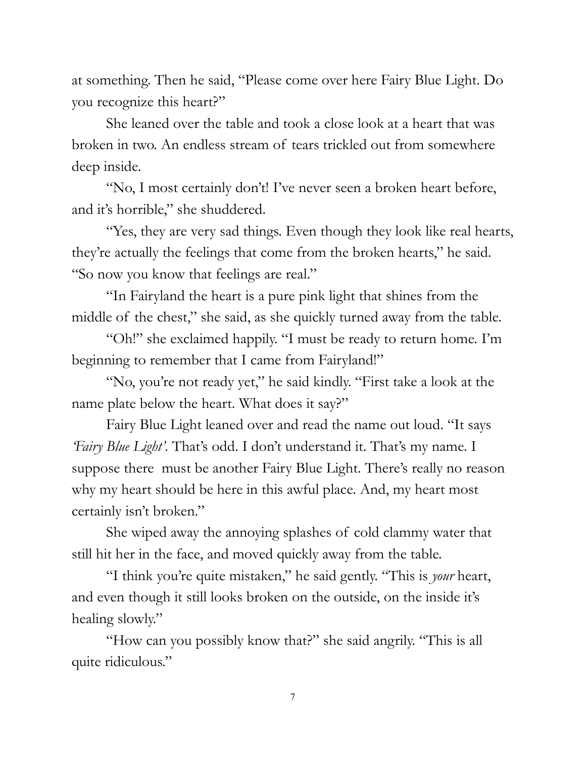at something. Then he said, "Please come over here Fairy Blue Light. Do you recognize this heart?"

She leaned over the table and took a close look at a heart that was broken in two. An endless stream of tears trickled out from somewhere deep inside.

"No, I most certainly don't! I've never seen a broken heart before, and it's horrible," she shuddered.

"Yes, they are very sad things. Even though they look like real hearts, they're actually the feelings that come from the broken hearts," he said. "So now you know that feelings are real."

"In Fairyland the heart is a pure pink light that shines from the middle of the chest," she said, as she quickly turned away from the table.

"Oh!" she exclaimed happily. "I must be ready to return home. I'm beginning to remember that I came from Fairyland!"

"No, you're not ready yet," he said kindly. "First take a look at the name plate below the heart. What does it say?"

Fairy Blue Light leaned over and read the name out loud. "It says *'Fairy Blue Light'*. That's odd. I don't understand it. That's my name. I suppose there must be another Fairy Blue Light. There's really no reason why my heart should be here in this awful place. And, my heart most certainly isn't broken."

She wiped away the annoying splashes of cold clammy water that still hit her in the face, and moved quickly away from the table.

"I think you're quite mistaken," he said gently. "This is *your* heart, and even though it still looks broken on the outside, on the inside it's healing slowly."

"How can you possibly know that?" she said angrily. "This is all quite ridiculous."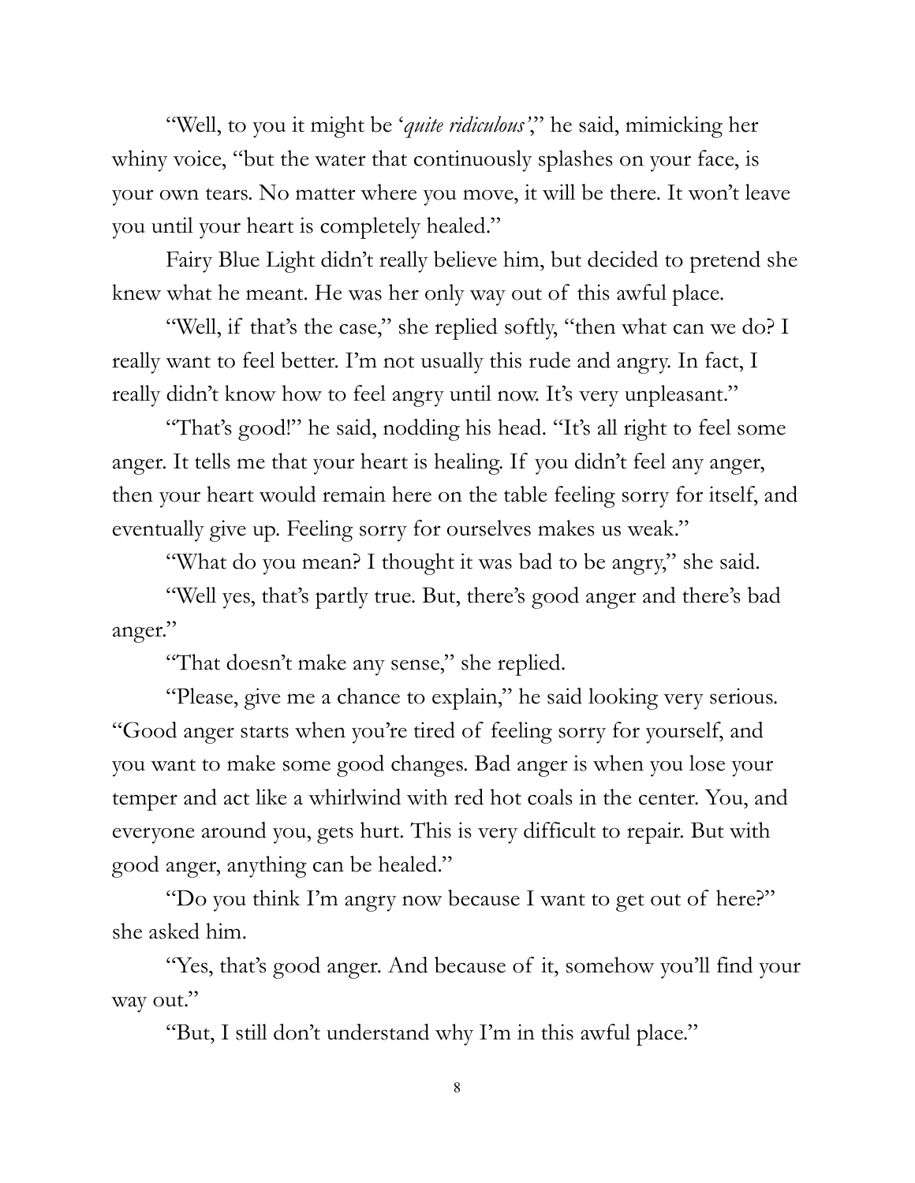"Well, to you it might be '*quite ridiculous*'," he said, mimicking her whiny voice, "but the water that continuously splashes on your face, is your own tears. No matter where you move, it will be there. It won't leave you until your heart is completely healed."

Fairy Blue Light didn't really believe him, but decided to pretend she knew what he meant. He was her only way out of this awful place.

"Well, if that's the case," she replied softly, "then what can we do? I really want to feel better. I'm not usually this rude and angry. In fact, I really didn't know how to feel angry until now. It's very unpleasant."

"That's good!" he said, nodding his head. "It's all right to feel some anger. It tells me that your heart is healing. If you didn't feel any anger, then your heart would remain here on the table feeling sorry for itself, and eventually give up. Feeling sorry for ourselves makes us weak."

"What do you mean? I thought it was bad to be angry," she said.

"Well yes, that's partly true. But, there's good anger and there's bad anger."

"That doesn't make any sense," she replied.

"Please, give me a chance to explain," he said looking very serious. "Good anger starts when you're tired of feeling sorry for yourself, and you want to make some good changes. Bad anger is when you lose your temper and act like a whirlwind with red hot coals in the center. You, and everyone around you, gets hurt. This is very difficult to repair. But with good anger, anything can be healed."

"Do you think I'm angry now because I want to get out of here?" she asked him.

"Yes, that's good anger. And because of it, somehow you'll find your way out."

"But, I still don't understand why I'm in this awful place."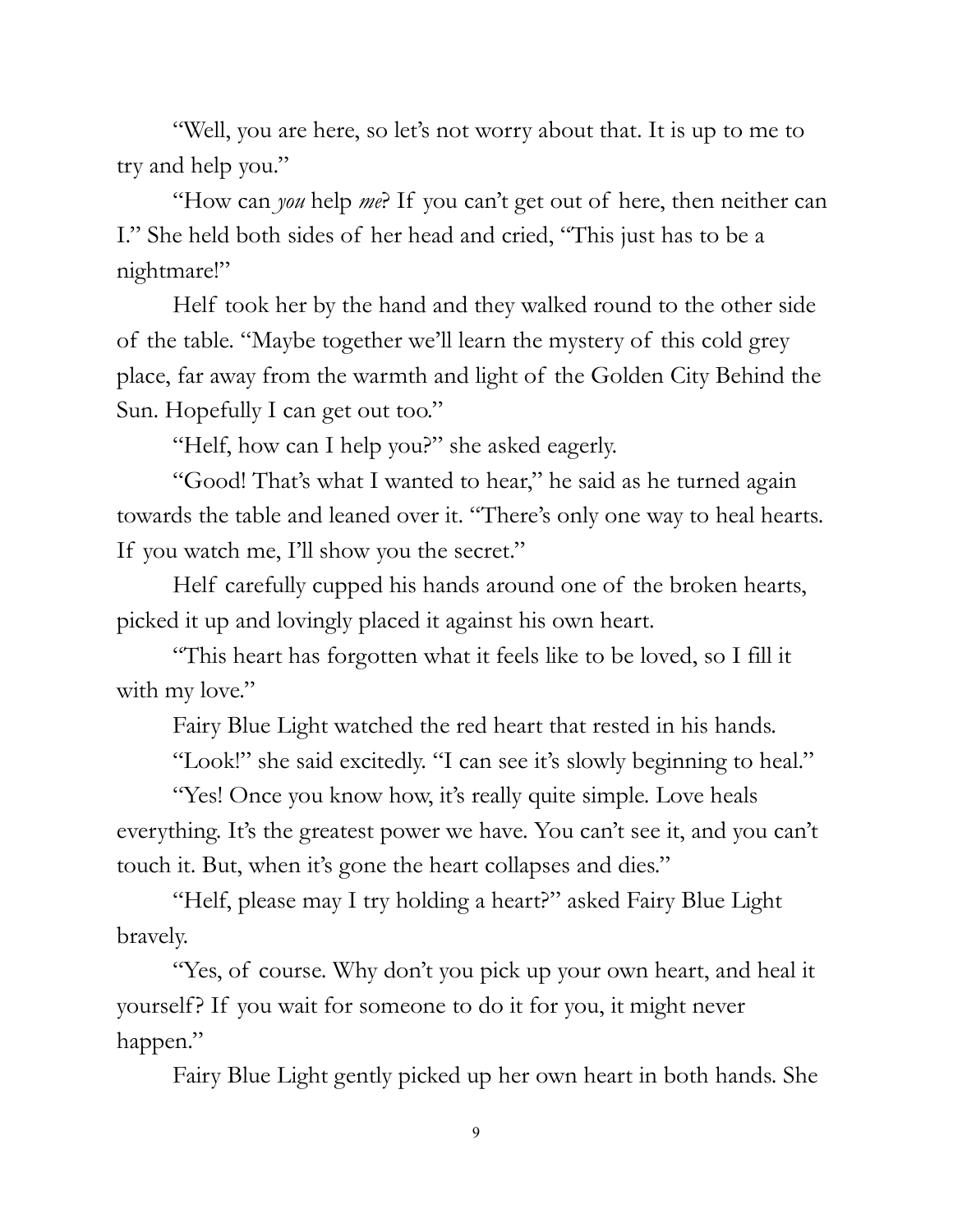"Well, you are here, so let's not worry about that. It is up to me to try and help you."

"How can *you* help *me*? If you can't get out of here, then neither can I." She held both sides of her head and cried, "This just has to be a nightmare!"

Helf took her by the hand and they walked round to the other side of the table. "Maybe together we'll learn the mystery of this cold grey place, far away from the warmth and light of the Golden City Behind the Sun. Hopefully I can get out too."

"Helf, how can I help you?" she asked eagerly.

"Good! That's what I wanted to hear," he said as he turned again towards the table and leaned over it. "There's only one way to heal hearts. If you watch me, I'll show you the secret."

Helf carefully cupped his hands around one of the broken hearts, picked it up and lovingly placed it against his own heart.

"This heart has forgotten what it feels like to be loved, so I fill it with my love."

Fairy Blue Light watched the red heart that rested in his hands.

"Look!" she said excitedly. "I can see it's slowly beginning to heal."

"Yes! Once you know how, it's really quite simple. Love heals everything. It's the greatest power we have. You can't see it, and you can't touch it. But, when it's gone the heart collapses and dies."

"Helf, please may I try holding a heart?" asked Fairy Blue Light bravely.

"Yes, of course. Why don't you pick up your own heart, and heal it yourself? If you wait for someone to do it for you, it might never happen."

Fairy Blue Light gently picked up her own heart in both hands. She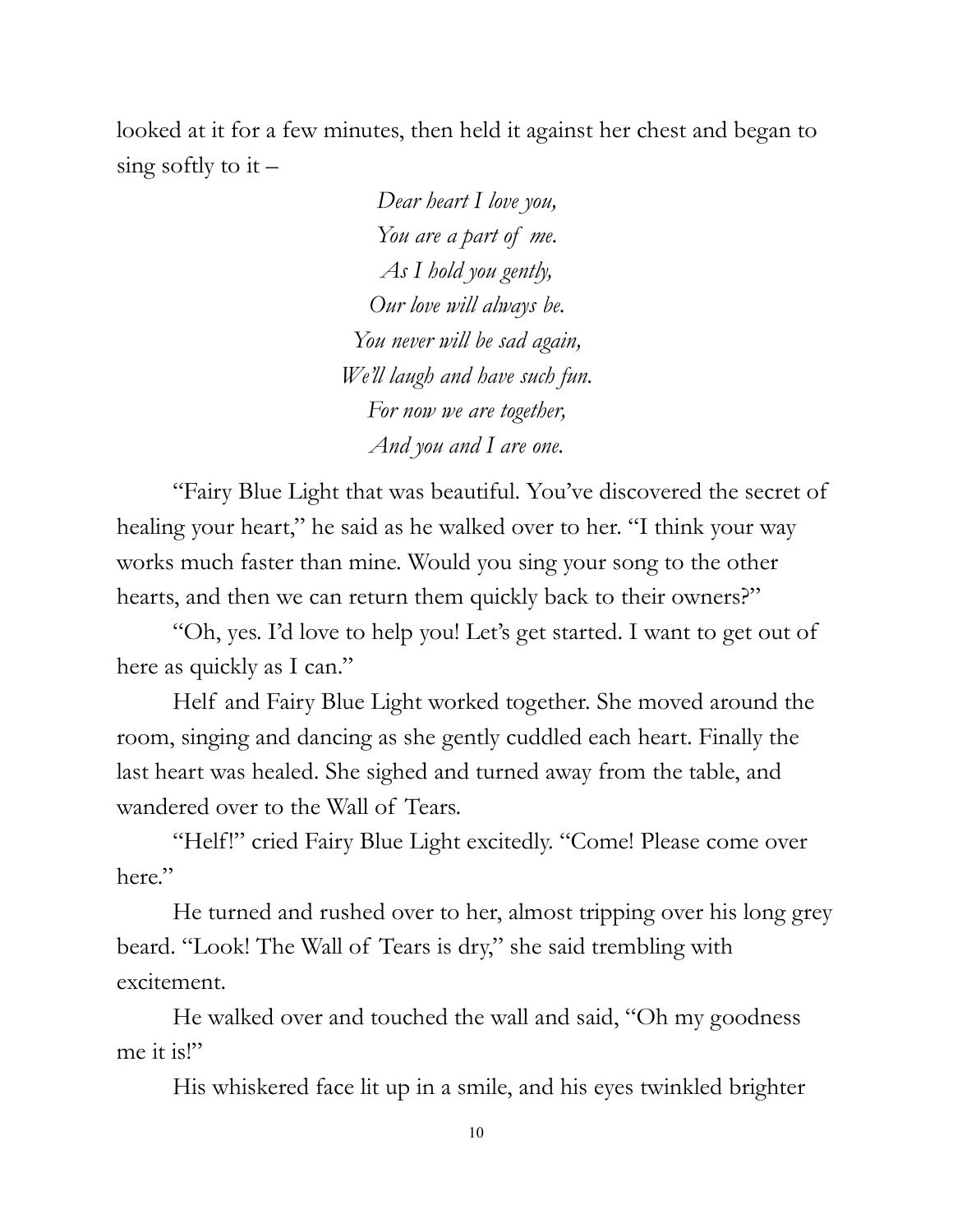looked at it for a few minutes, then held it against her chest and began to sing softly to it –

*Dear heart I love you,*
*You are a part of me.*
*As I hold you gently,*
*Our love will always be.*
*You never will be sad again,*
*We'll laugh and have such fun.*
*For now we are together,*
*And you and I are one.*

"Fairy Blue Light that was beautiful. You've discovered the secret of healing your heart," he said as he walked over to her. "I think your way works much faster than mine. Would you sing your song to the other hearts, and then we can return them quickly back to their owners?"

"Oh, yes. I'd love to help you! Let's get started. I want to get out of here as quickly as I can."

Helf and Fairy Blue Light worked together. She moved around the room, singing and dancing as she gently cuddled each heart. Finally the last heart was healed. She sighed and turned away from the table, and wandered over to the Wall of Tears.

"Helf!" cried Fairy Blue Light excitedly. "Come! Please come over here."

He turned and rushed over to her, almost tripping over his long grey beard. "Look! The Wall of Tears is dry," she said trembling with excitement.

He walked over and touched the wall and said, "Oh my goodness me it is!"

His whiskered face lit up in a smile, and his eyes twinkled brighter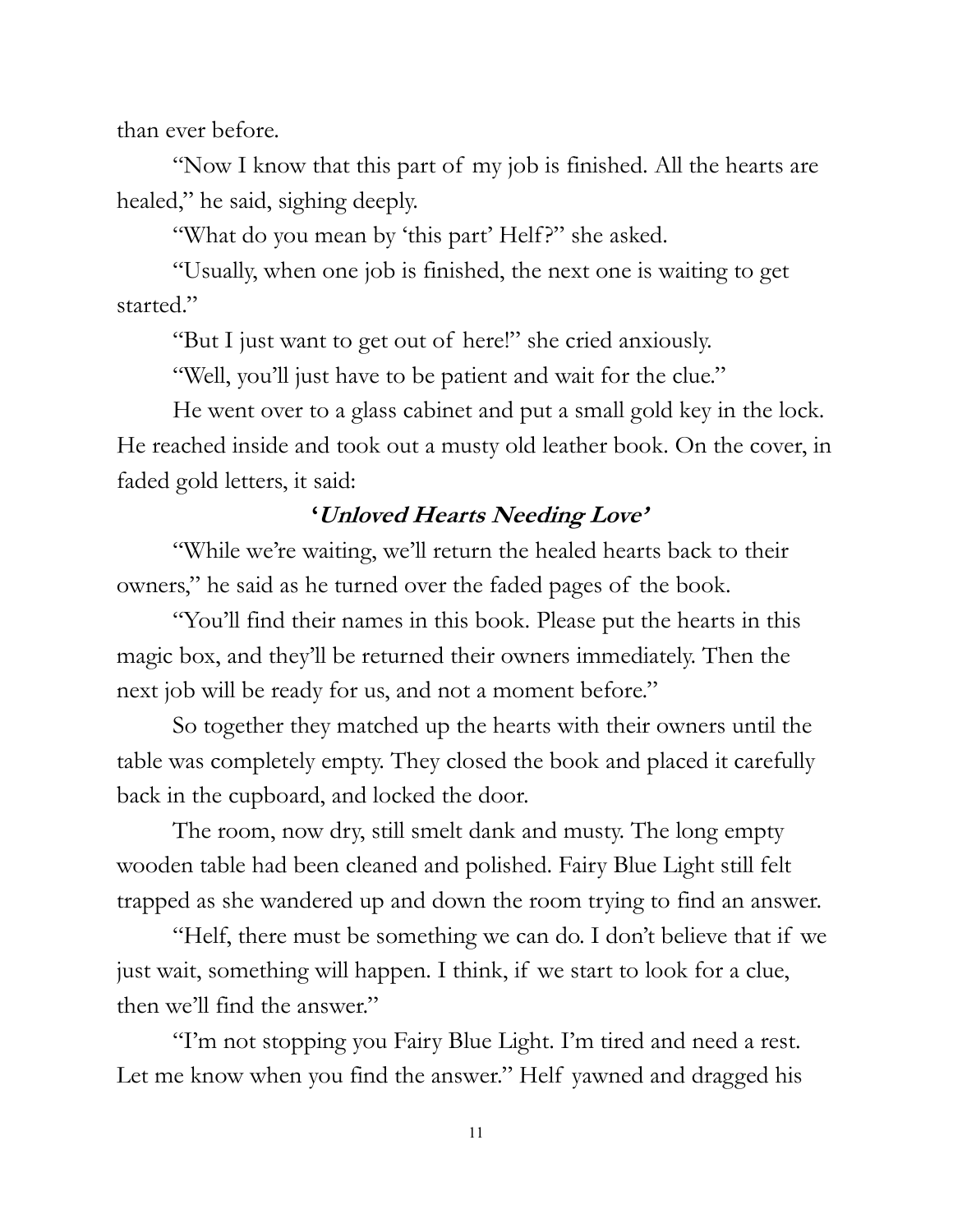than ever before.

"Now I know that this part of my job is finished. All the hearts are healed," he said, sighing deeply.

"What do you mean by 'this part' Helf?" she asked.

"Usually, when one job is finished, the next one is waiting to get started."

"But I just want to get out of here!" she cried anxiously.

"Well, you'll just have to be patient and wait for the clue."

He went over to a glass cabinet and put a small gold key in the lock. He reached inside and took out a musty old leather book. On the cover, in faded gold letters, it said:

**'*Unloved Hearts Needing Love*'**

"While we're waiting, we'll return the healed hearts back to their owners," he said as he turned over the faded pages of the book.

"You'll find their names in this book. Please put the hearts in this magic box, and they'll be returned their owners immediately. Then the next job will be ready for us, and not a moment before."

So together they matched up the hearts with their owners until the table was completely empty. They closed the book and placed it carefully back in the cupboard, and locked the door.

The room, now dry, still smelt dank and musty. The long empty wooden table had been cleaned and polished. Fairy Blue Light still felt trapped as she wandered up and down the room trying to find an answer.

"Helf, there must be something we can do. I don't believe that if we just wait, something will happen. I think, if we start to look for a clue, then we'll find the answer."

"I'm not stopping you Fairy Blue Light. I'm tired and need a rest. Let me know when you find the answer." Helf yawned and dragged his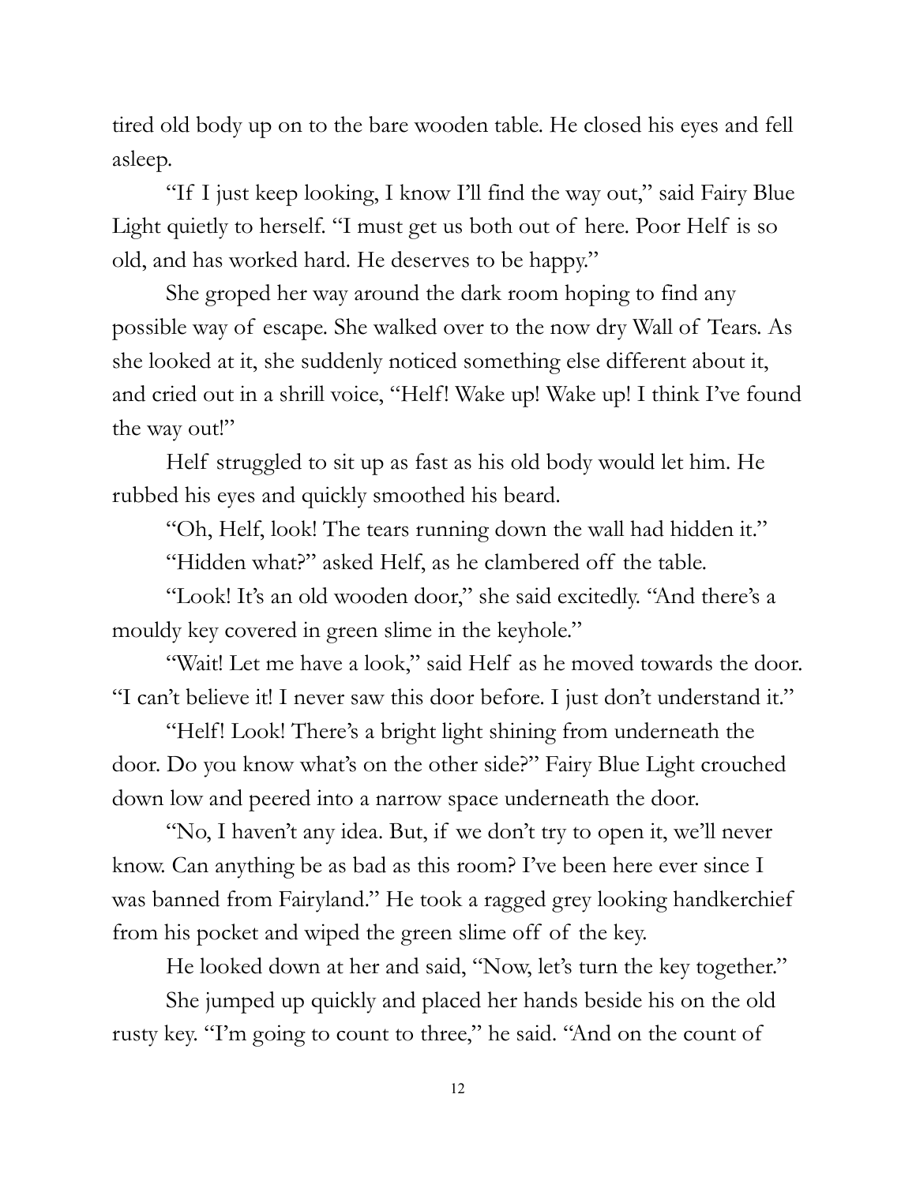tired old body up on to the bare wooden table. He closed his eyes and fell asleep.

"If I just keep looking, I know I'll find the way out," said Fairy Blue Light quietly to herself. "I must get us both out of here. Poor Helf is so old, and has worked hard. He deserves to be happy."

She groped her way around the dark room hoping to find any possible way of escape. She walked over to the now dry Wall of Tears. As she looked at it, she suddenly noticed something else different about it, and cried out in a shrill voice, "Helf! Wake up! Wake up! I think I've found the way out!"

Helf struggled to sit up as fast as his old body would let him. He rubbed his eyes and quickly smoothed his beard.

"Oh, Helf, look! The tears running down the wall had hidden it."

"Hidden what?" asked Helf, as he clambered off the table.

"Look! It's an old wooden door," she said excitedly. "And there's a mouldy key covered in green slime in the keyhole."

"Wait! Let me have a look," said Helf as he moved towards the door. "I can't believe it! I never saw this door before. I just don't understand it."

"Helf! Look! There's a bright light shining from underneath the door. Do you know what's on the other side?" Fairy Blue Light crouched down low and peered into a narrow space underneath the door.

"No, I haven't any idea. But, if we don't try to open it, we'll never know. Can anything be as bad as this room? I've been here ever since I was banned from Fairyland." He took a ragged grey looking handkerchief from his pocket and wiped the green slime off of the key.

He looked down at her and said, "Now, let's turn the key together."

She jumped up quickly and placed her hands beside his on the old rusty key. "I'm going to count to three," he said. "And on the count of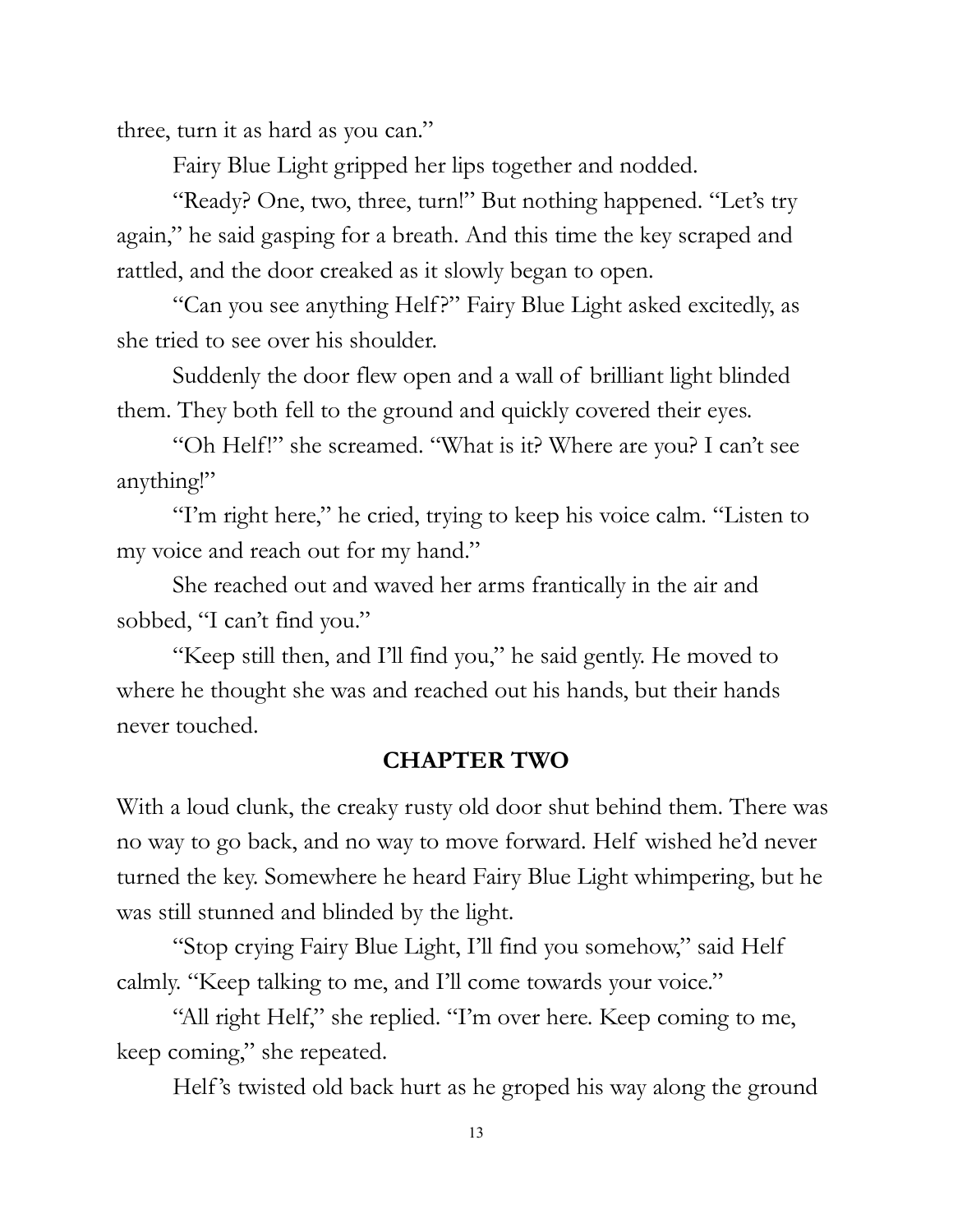three, turn it as hard as you can."

Fairy Blue Light gripped her lips together and nodded.

"Ready? One, two, three, turn!" But nothing happened. "Let's try again," he said gasping for a breath. And this time the key scraped and rattled, and the door creaked as it slowly began to open.

"Can you see anything Helf?" Fairy Blue Light asked excitedly, as she tried to see over his shoulder.

Suddenly the door flew open and a wall of brilliant light blinded them. They both fell to the ground and quickly covered their eyes.

"Oh Helf!" she screamed. "What is it? Where are you? I can't see anything!"

"I'm right here," he cried, trying to keep his voice calm. "Listen to my voice and reach out for my hand."

She reached out and waved her arms frantically in the air and sobbed, "I can't find you."

"Keep still then, and I'll find you," he said gently. He moved to where he thought she was and reached out his hands, but their hands never touched.

## CHAPTER TWO

With a loud clunk, the creaky rusty old door shut behind them. There was no way to go back, and no way to move forward. Helf wished he'd never turned the key. Somewhere he heard Fairy Blue Light whimpering, but he was still stunned and blinded by the light.

"Stop crying Fairy Blue Light, I'll find you somehow," said Helf calmly. "Keep talking to me, and I'll come towards your voice."

"All right Helf," she replied. "I'm over here. Keep coming to me, keep coming," she repeated.

Helf's twisted old back hurt as he groped his way along the ground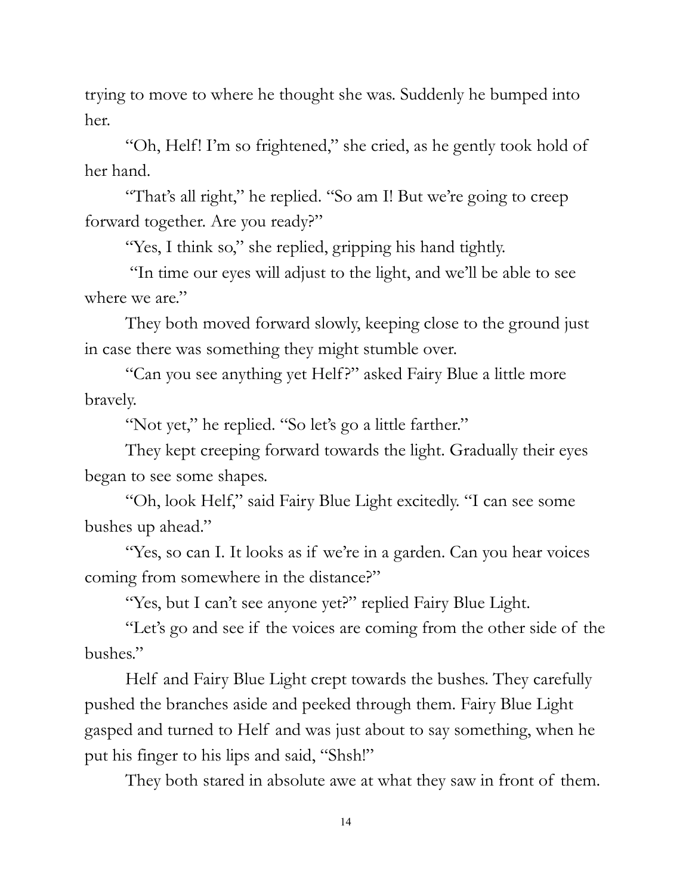trying to move to where he thought she was. Suddenly he bumped into her.

"Oh, Helf! I'm so frightened," she cried, as he gently took hold of her hand.

"That's all right," he replied. "So am I! But we're going to creep forward together. Are you ready?"

"Yes, I think so," she replied, gripping his hand tightly.

"In time our eyes will adjust to the light, and we'll be able to see where we are."

They both moved forward slowly, keeping close to the ground just in case there was something they might stumble over.

"Can you see anything yet Helf?" asked Fairy Blue a little more bravely.

"Not yet," he replied. "So let's go a little farther."

They kept creeping forward towards the light. Gradually their eyes began to see some shapes.

"Oh, look Helf," said Fairy Blue Light excitedly. "I can see some bushes up ahead."

"Yes, so can I. It looks as if we're in a garden. Can you hear voices coming from somewhere in the distance?"

"Yes, but I can't see anyone yet?" replied Fairy Blue Light.

"Let's go and see if the voices are coming from the other side of the bushes."

Helf and Fairy Blue Light crept towards the bushes. They carefully pushed the branches aside and peeked through them. Fairy Blue Light gasped and turned to Helf and was just about to say something, when he put his finger to his lips and said, "Shsh!"

They both stared in absolute awe at what they saw in front of them.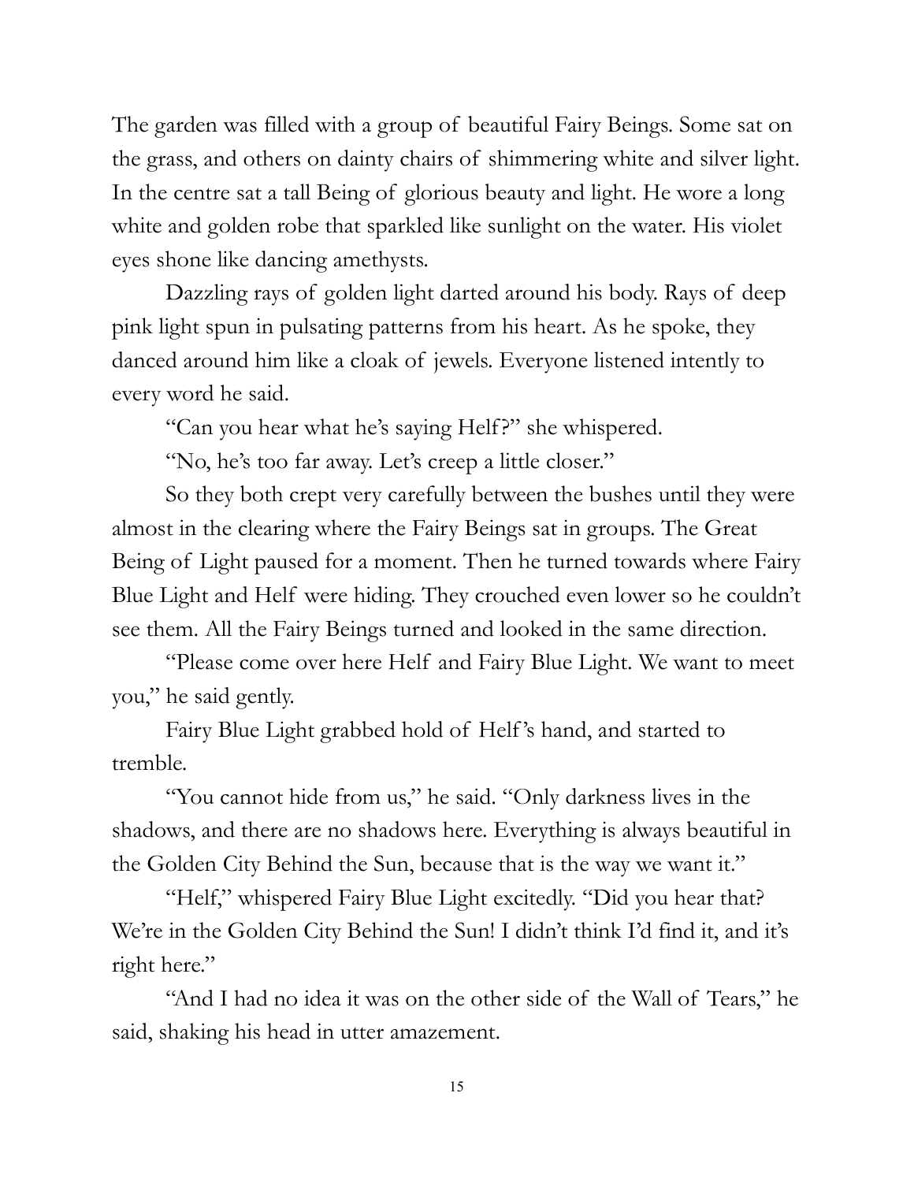The garden was filled with a group of beautiful Fairy Beings. Some sat on the grass, and others on dainty chairs of shimmering white and silver light. In the centre sat a tall Being of glorious beauty and light. He wore a long white and golden robe that sparkled like sunlight on the water. His violet eyes shone like dancing amethysts.

Dazzling rays of golden light darted around his body. Rays of deep pink light spun in pulsating patterns from his heart. As he spoke, they danced around him like a cloak of jewels. Everyone listened intently to every word he said.

"Can you hear what he's saying Helf?" she whispered.

"No, he's too far away. Let's creep a little closer."

So they both crept very carefully between the bushes until they were almost in the clearing where the Fairy Beings sat in groups. The Great Being of Light paused for a moment. Then he turned towards where Fairy Blue Light and Helf were hiding. They crouched even lower so he couldn't see them. All the Fairy Beings turned and looked in the same direction.

"Please come over here Helf and Fairy Blue Light. We want to meet you," he said gently.

Fairy Blue Light grabbed hold of Helf's hand, and started to tremble.

"You cannot hide from us," he said. "Only darkness lives in the shadows, and there are no shadows here. Everything is always beautiful in the Golden City Behind the Sun, because that is the way we want it."

"Helf," whispered Fairy Blue Light excitedly. "Did you hear that? We're in the Golden City Behind the Sun! I didn't think I'd find it, and it's right here."

"And I had no idea it was on the other side of the Wall of Tears," he said, shaking his head in utter amazement.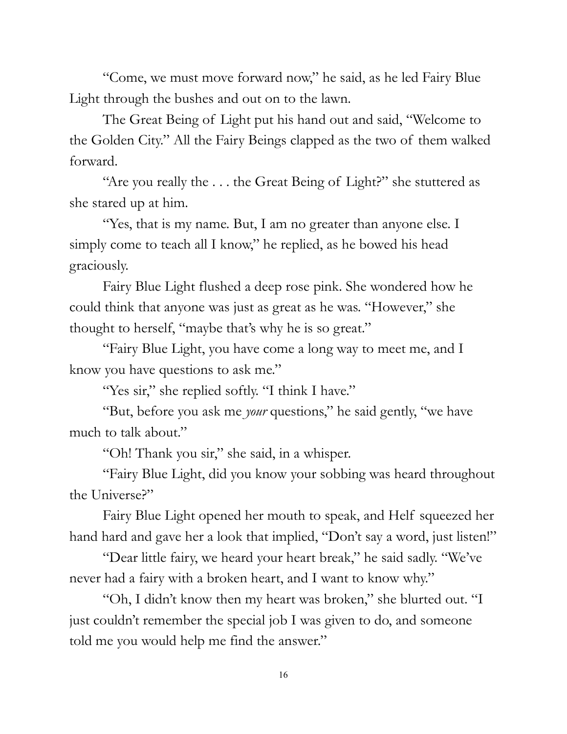"Come, we must move forward now," he said, as he led Fairy Blue Light through the bushes and out on to the lawn.

The Great Being of Light put his hand out and said, "Welcome to the Golden City." All the Fairy Beings clapped as the two of them walked forward.

"Are you really the . . . the Great Being of Light?" she stuttered as she stared up at him.

"Yes, that is my name. But, I am no greater than anyone else. I simply come to teach all I know," he replied, as he bowed his head graciously.

Fairy Blue Light flushed a deep rose pink. She wondered how he could think that anyone was just as great as he was. "However," she thought to herself, "maybe that's why he is so great."

"Fairy Blue Light, you have come a long way to meet me, and I know you have questions to ask me."

"Yes sir," she replied softly. "I think I have."

"But, before you ask me *your* questions," he said gently, "we have much to talk about."

"Oh! Thank you sir," she said, in a whisper.

"Fairy Blue Light, did you know your sobbing was heard throughout the Universe?"

Fairy Blue Light opened her mouth to speak, and Helf squeezed her hand hard and gave her a look that implied, "Don't say a word, just listen!"

"Dear little fairy, we heard your heart break," he said sadly. "We've never had a fairy with a broken heart, and I want to know why."

"Oh, I didn't know then my heart was broken," she blurted out. "I just couldn't remember the special job I was given to do, and someone told me you would help me find the answer."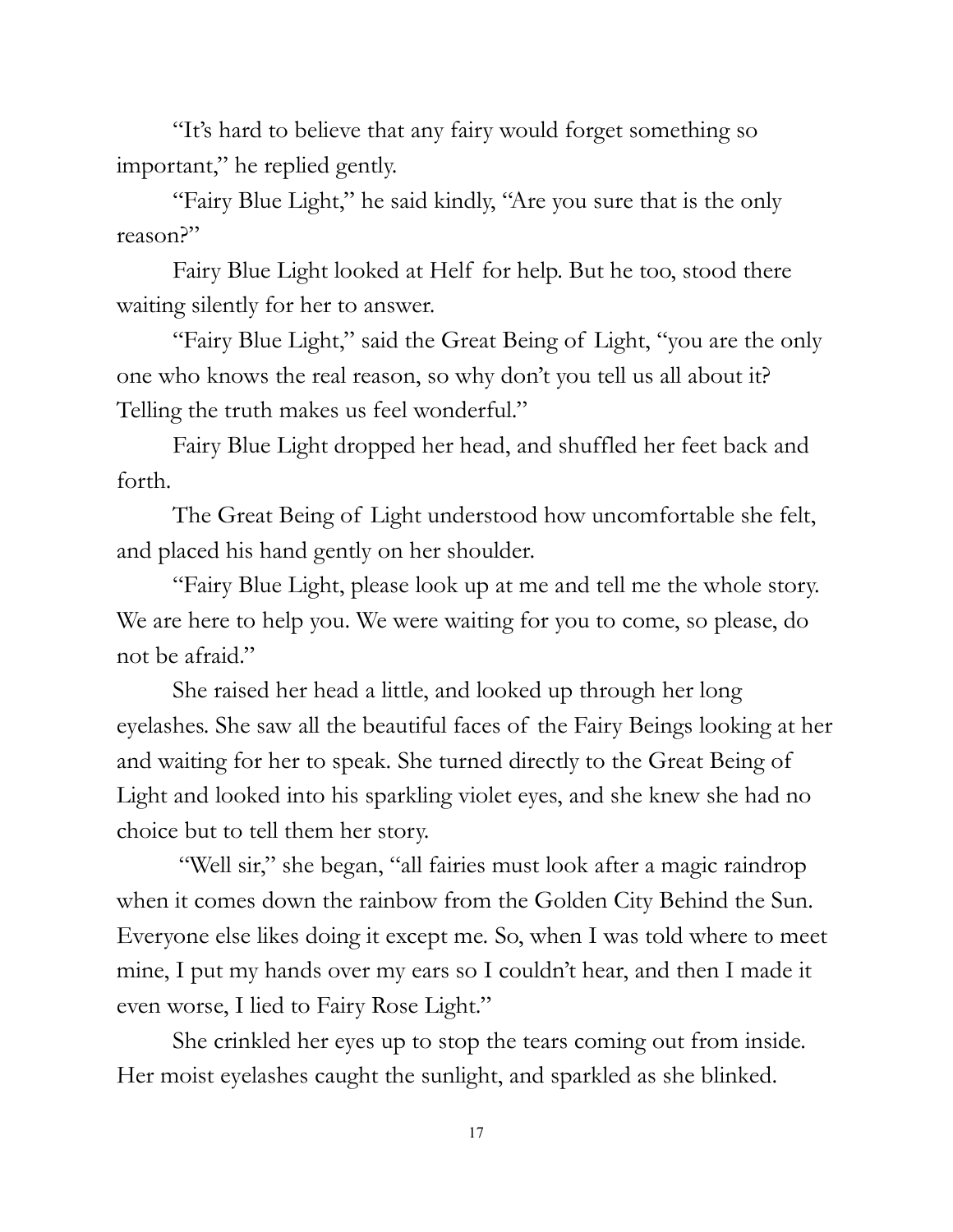"It's hard to believe that any fairy would forget something so important," he replied gently.

"Fairy Blue Light," he said kindly, "Are you sure that is the only reason?"

Fairy Blue Light looked at Helf for help. But he too, stood there waiting silently for her to answer.

"Fairy Blue Light," said the Great Being of Light, "you are the only one who knows the real reason, so why don't you tell us all about it? Telling the truth makes us feel wonderful."

Fairy Blue Light dropped her head, and shuffled her feet back and forth.

The Great Being of Light understood how uncomfortable she felt, and placed his hand gently on her shoulder.

"Fairy Blue Light, please look up at me and tell me the whole story. We are here to help you. We were waiting for you to come, so please, do not be afraid."

She raised her head a little, and looked up through her long eyelashes. She saw all the beautiful faces of the Fairy Beings looking at her and waiting for her to speak. She turned directly to the Great Being of Light and looked into his sparkling violet eyes, and she knew she had no choice but to tell them her story.

"Well sir," she began, "all fairies must look after a magic raindrop when it comes down the rainbow from the Golden City Behind the Sun. Everyone else likes doing it except me. So, when I was told where to meet mine, I put my hands over my ears so I couldn't hear, and then I made it even worse, I lied to Fairy Rose Light."

She crinkled her eyes up to stop the tears coming out from inside. Her moist eyelashes caught the sunlight, and sparkled as she blinked.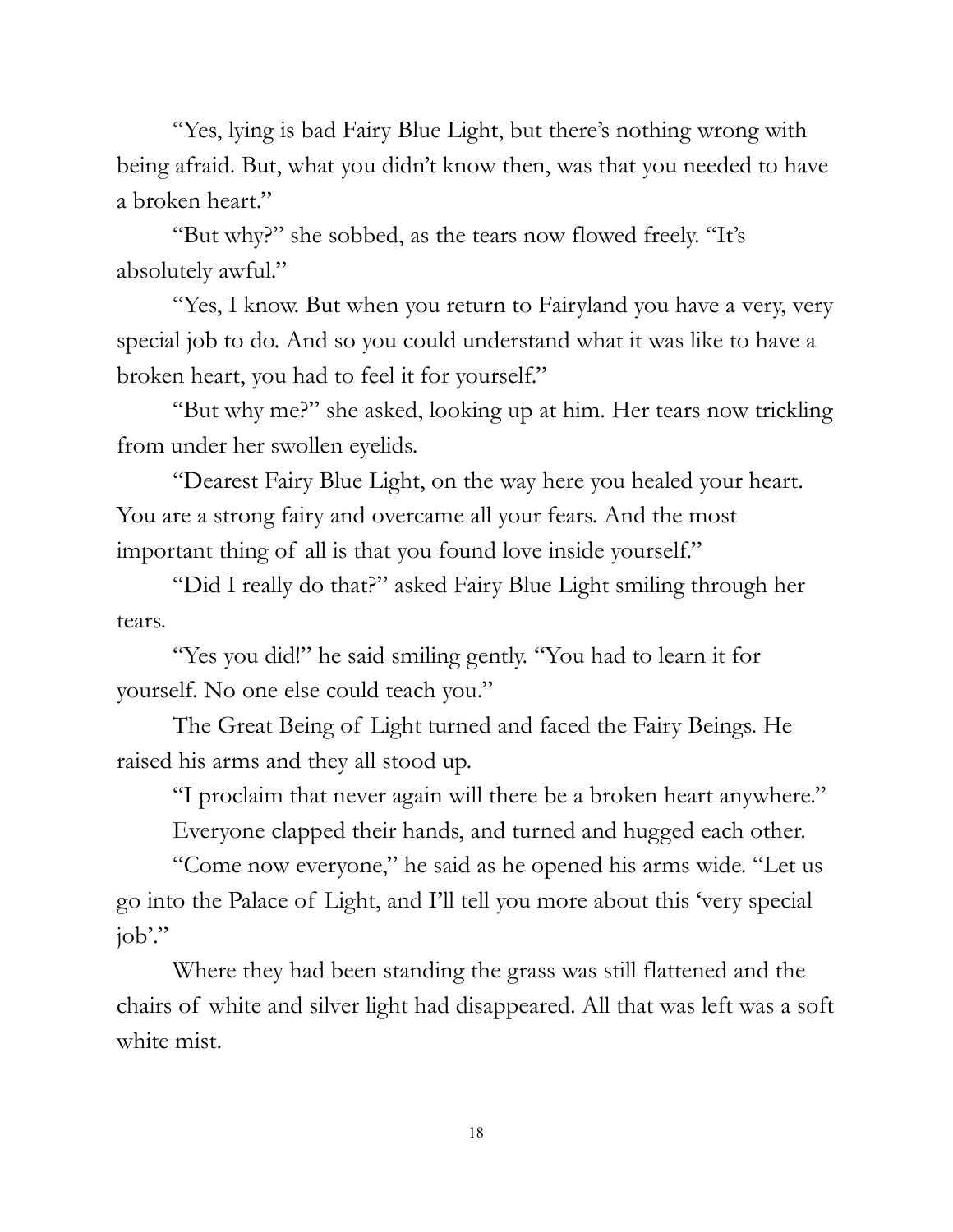"Yes, lying is bad Fairy Blue Light, but there's nothing wrong with being afraid. But, what you didn't know then, was that you needed to have a broken heart."

"But why?" she sobbed, as the tears now flowed freely. "It's absolutely awful."

"Yes, I know. But when you return to Fairyland you have a very, very special job to do. And so you could understand what it was like to have a broken heart, you had to feel it for yourself."

"But why me?" she asked, looking up at him. Her tears now trickling from under her swollen eyelids.

"Dearest Fairy Blue Light, on the way here you healed your heart. You are a strong fairy and overcame all your fears. And the most important thing of all is that you found love inside yourself."

"Did I really do that?" asked Fairy Blue Light smiling through her tears.

"Yes you did!" he said smiling gently. "You had to learn it for yourself. No one else could teach you."

The Great Being of Light turned and faced the Fairy Beings. He raised his arms and they all stood up.

"I proclaim that never again will there be a broken heart anywhere."

Everyone clapped their hands, and turned and hugged each other.

"Come now everyone," he said as he opened his arms wide. "Let us go into the Palace of Light, and I'll tell you more about this 'very special job'."

Where they had been standing the grass was still flattened and the chairs of white and silver light had disappeared. All that was left was a soft white mist.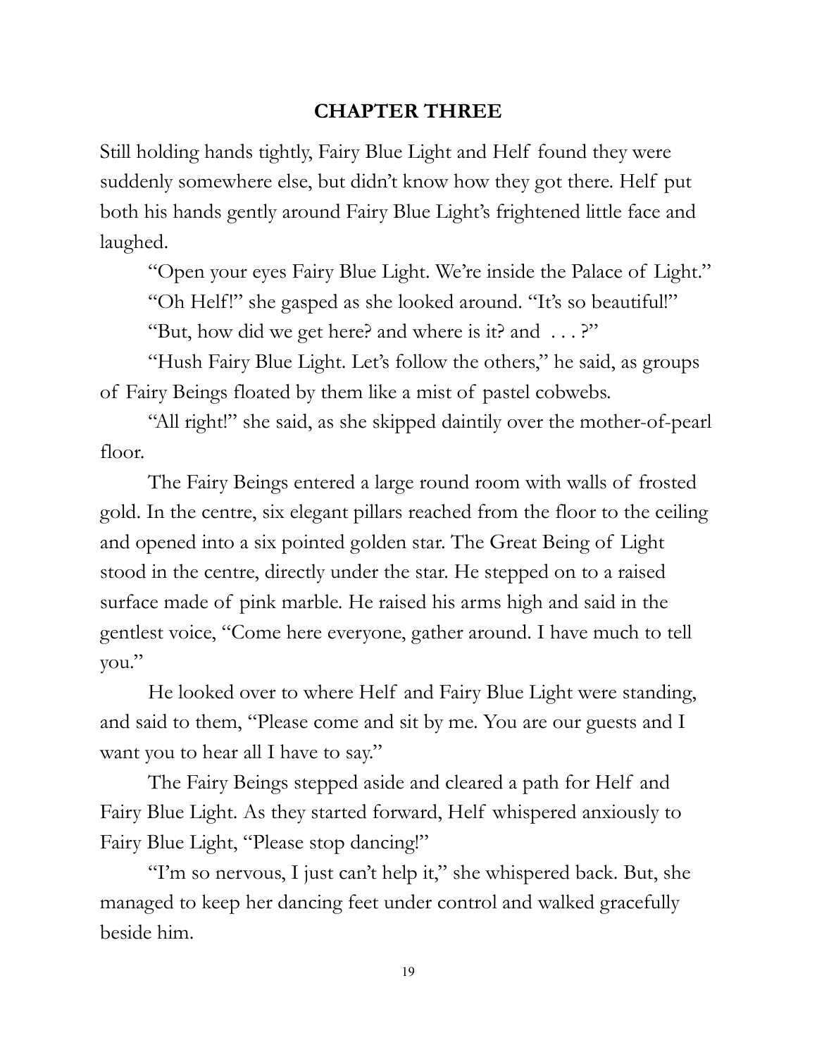## CHAPTER THREE

Still holding hands tightly, Fairy Blue Light and Helf found they were suddenly somewhere else, but didn't know how they got there. Helf put both his hands gently around Fairy Blue Light's frightened little face and laughed.

"Open your eyes Fairy Blue Light. We're inside the Palace of Light."

"Oh Helf!" she gasped as she looked around. "It's so beautiful!"

"But, how did we get here? and where is it? and . . . ?"

"Hush Fairy Blue Light. Let's follow the others," he said, as groups of Fairy Beings floated by them like a mist of pastel cobwebs.

"All right!" she said, as she skipped daintily over the mother-of-pearl floor.

The Fairy Beings entered a large round room with walls of frosted gold. In the centre, six elegant pillars reached from the floor to the ceiling and opened into a six pointed golden star. The Great Being of Light stood in the centre, directly under the star. He stepped on to a raised surface made of pink marble. He raised his arms high and said in the gentlest voice, "Come here everyone, gather around. I have much to tell you."

He looked over to where Helf and Fairy Blue Light were standing, and said to them, "Please come and sit by me. You are our guests and I want you to hear all I have to say."

The Fairy Beings stepped aside and cleared a path for Helf and Fairy Blue Light. As they started forward, Helf whispered anxiously to Fairy Blue Light, "Please stop dancing!"

"I'm so nervous, I just can't help it," she whispered back. But, she managed to keep her dancing feet under control and walked gracefully beside him.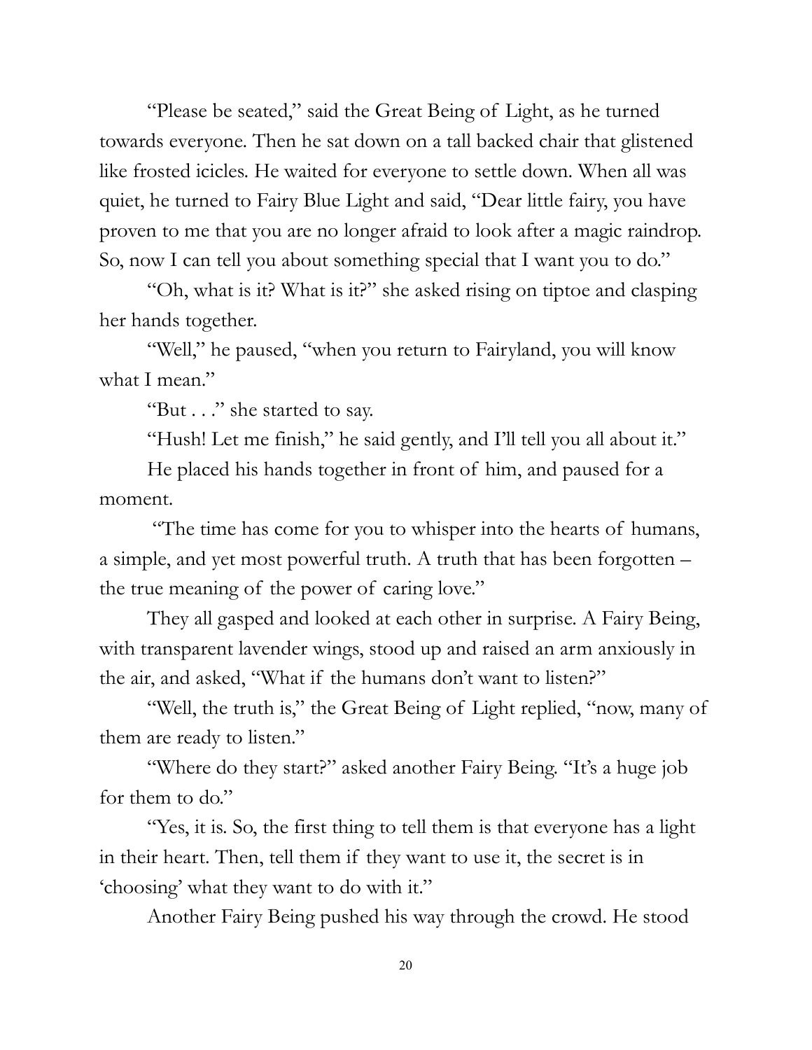"Please be seated," said the Great Being of Light, as he turned towards everyone. Then he sat down on a tall backed chair that glistened like frosted icicles. He waited for everyone to settle down. When all was quiet, he turned to Fairy Blue Light and said, "Dear little fairy, you have proven to me that you are no longer afraid to look after a magic raindrop. So, now I can tell you about something special that I want you to do."

"Oh, what is it? What is it?" she asked rising on tiptoe and clasping her hands together.

"Well," he paused, "when you return to Fairyland, you will know what I mean."

"But . . ." she started to say.

"Hush! Let me finish," he said gently, and I'll tell you all about it."

He placed his hands together in front of him, and paused for a moment.

"The time has come for you to whisper into the hearts of humans, a simple, and yet most powerful truth. A truth that has been forgotten – the true meaning of the power of caring love."

They all gasped and looked at each other in surprise. A Fairy Being, with transparent lavender wings, stood up and raised an arm anxiously in the air, and asked, "What if the humans don't want to listen?"

"Well, the truth is," the Great Being of Light replied, "now, many of them are ready to listen."

"Where do they start?" asked another Fairy Being. "It's a huge job for them to do."

"Yes, it is. So, the first thing to tell them is that everyone has a light in their heart. Then, tell them if they want to use it, the secret is in 'choosing' what they want to do with it."

Another Fairy Being pushed his way through the crowd. He stood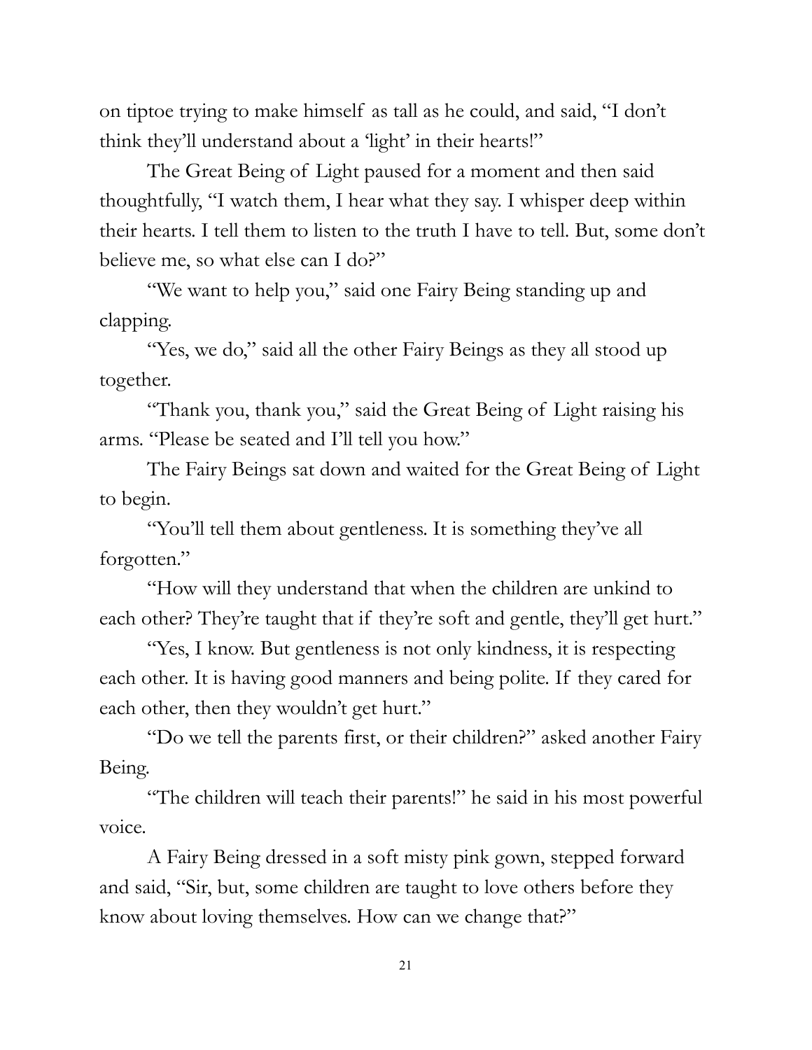on tiptoe trying to make himself as tall as he could, and said, "I don't think they'll understand about a 'light' in their hearts!"

The Great Being of Light paused for a moment and then said thoughtfully, "I watch them, I hear what they say. I whisper deep within their hearts. I tell them to listen to the truth I have to tell. But, some don't believe me, so what else can I do?"

"We want to help you," said one Fairy Being standing up and clapping.

"Yes, we do," said all the other Fairy Beings as they all stood up together.

"Thank you, thank you," said the Great Being of Light raising his arms. "Please be seated and I'll tell you how."

The Fairy Beings sat down and waited for the Great Being of Light to begin.

"You'll tell them about gentleness. It is something they've all forgotten."

"How will they understand that when the children are unkind to each other? They're taught that if they're soft and gentle, they'll get hurt."

"Yes, I know. But gentleness is not only kindness, it is respecting each other. It is having good manners and being polite. If they cared for each other, then they wouldn't get hurt."

"Do we tell the parents first, or their children?" asked another Fairy Being.

"The children will teach their parents!" he said in his most powerful voice.

A Fairy Being dressed in a soft misty pink gown, stepped forward and said, "Sir, but, some children are taught to love others before they know about loving themselves. How can we change that?"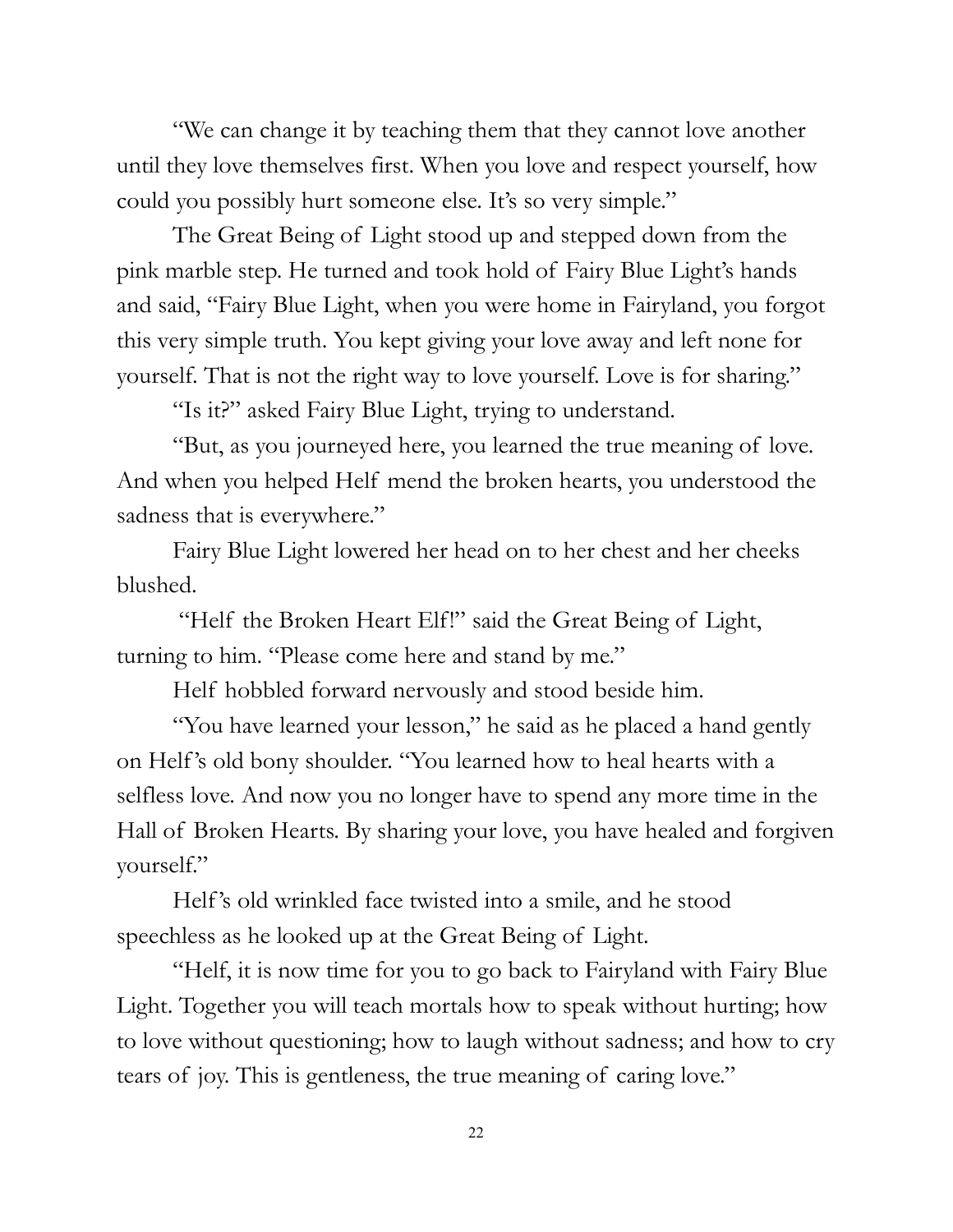"We can change it by teaching them that they cannot love another until they love themselves first. When you love and respect yourself, how could you possibly hurt someone else. It's so very simple."

The Great Being of Light stood up and stepped down from the pink marble step. He turned and took hold of Fairy Blue Light's hands and said, "Fairy Blue Light, when you were home in Fairyland, you forgot this very simple truth. You kept giving your love away and left none for yourself. That is not the right way to love yourself. Love is for sharing."

"Is it?" asked Fairy Blue Light, trying to understand.

"But, as you journeyed here, you learned the true meaning of love. And when you helped Helf mend the broken hearts, you understood the sadness that is everywhere."

Fairy Blue Light lowered her head on to her chest and her cheeks blushed.

"Helf the Broken Heart Elf!" said the Great Being of Light, turning to him. "Please come here and stand by me."

Helf hobbled forward nervously and stood beside him.

"You have learned your lesson," he said as he placed a hand gently on Helf's old bony shoulder. "You learned how to heal hearts with a selfless love. And now you no longer have to spend any more time in the Hall of Broken Hearts. By sharing your love, you have healed and forgiven yourself."

Helf's old wrinkled face twisted into a smile, and he stood speechless as he looked up at the Great Being of Light.

"Helf, it is now time for you to go back to Fairyland with Fairy Blue Light. Together you will teach mortals how to speak without hurting; how to love without questioning; how to laugh without sadness; and how to cry tears of joy. This is gentleness, the true meaning of caring love."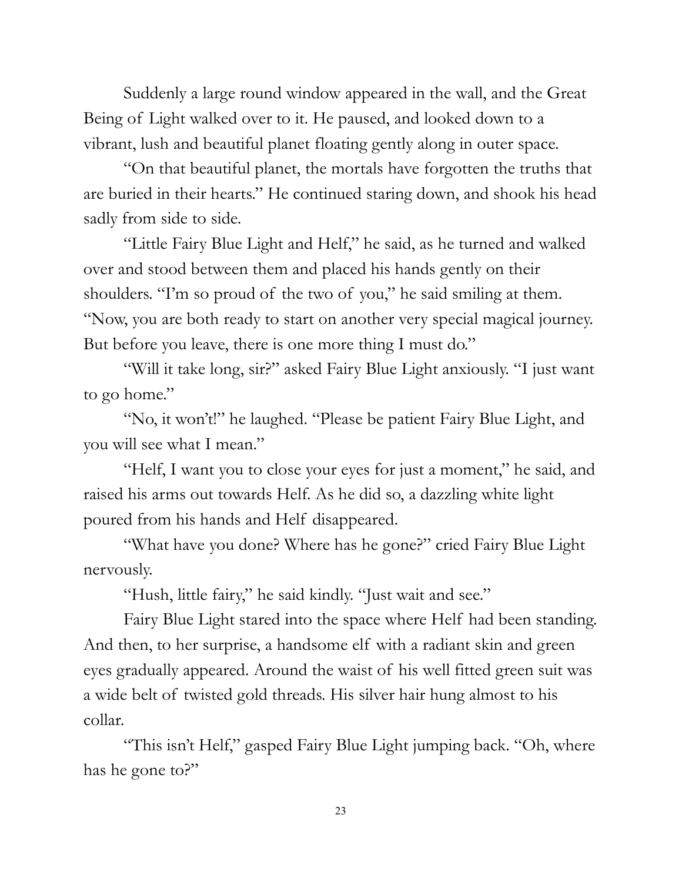Suddenly a large round window appeared in the wall, and the Great Being of Light walked over to it. He paused, and looked down to a vibrant, lush and beautiful planet floating gently along in outer space.

"On that beautiful planet, the mortals have forgotten the truths that are buried in their hearts." He continued staring down, and shook his head sadly from side to side.

"Little Fairy Blue Light and Helf," he said, as he turned and walked over and stood between them and placed his hands gently on their shoulders. "I'm so proud of the two of you," he said smiling at them. "Now, you are both ready to start on another very special magical journey. But before you leave, there is one more thing I must do."

"Will it take long, sir?" asked Fairy Blue Light anxiously. "I just want to go home."

"No, it won't!" he laughed. "Please be patient Fairy Blue Light, and you will see what I mean."

"Helf, I want you to close your eyes for just a moment," he said, and raised his arms out towards Helf. As he did so, a dazzling white light poured from his hands and Helf disappeared.

"What have you done? Where has he gone?" cried Fairy Blue Light nervously.

"Hush, little fairy," he said kindly. "Just wait and see."

Fairy Blue Light stared into the space where Helf had been standing. And then, to her surprise, a handsome elf with a radiant skin and green eyes gradually appeared. Around the waist of his well fitted green suit was a wide belt of twisted gold threads. His silver hair hung almost to his collar.

"This isn't Helf," gasped Fairy Blue Light jumping back. "Oh, where has he gone to?"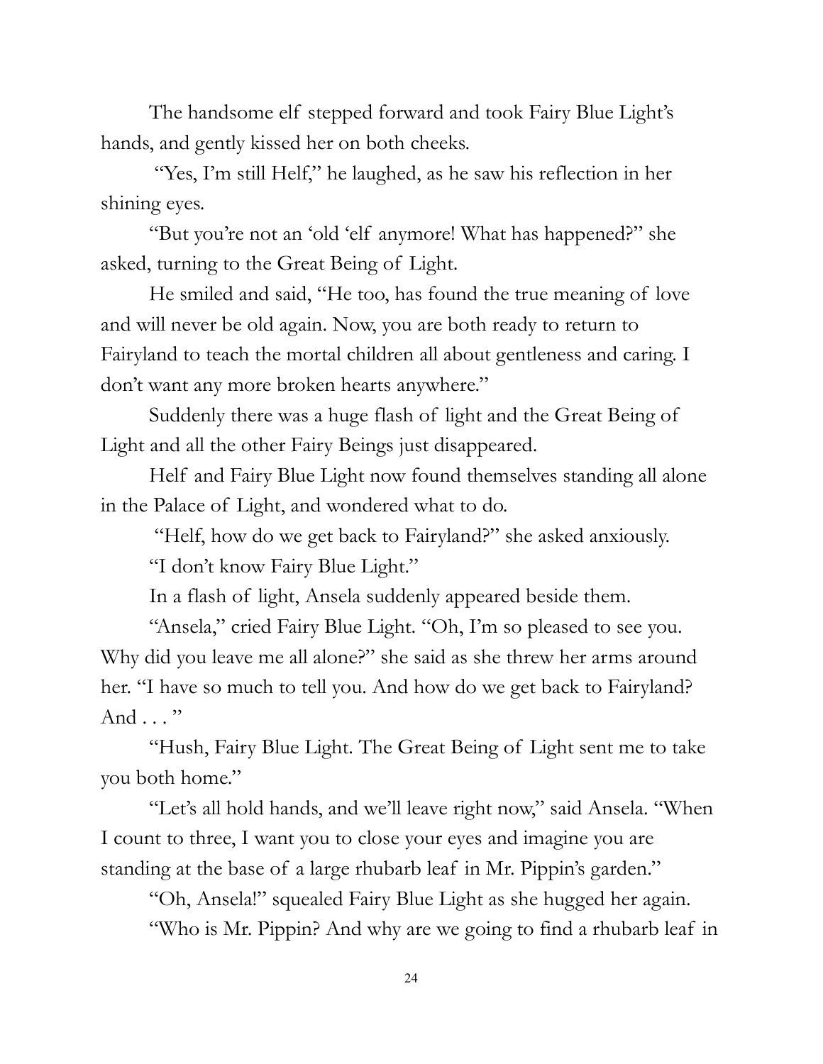The handsome elf stepped forward and took Fairy Blue Light's hands, and gently kissed her on both cheeks.

"Yes, I'm still Helf," he laughed, as he saw his reflection in her shining eyes.

"But you're not an 'old 'elf anymore! What has happened?" she asked, turning to the Great Being of Light.

He smiled and said, "He too, has found the true meaning of love and will never be old again. Now, you are both ready to return to Fairyland to teach the mortal children all about gentleness and caring. I don't want any more broken hearts anywhere."

Suddenly there was a huge flash of light and the Great Being of Light and all the other Fairy Beings just disappeared.

Helf and Fairy Blue Light now found themselves standing all alone in the Palace of Light, and wondered what to do.

"Helf, how do we get back to Fairyland?" she asked anxiously.

"I don't know Fairy Blue Light."

In a flash of light, Ansela suddenly appeared beside them.

"Ansela," cried Fairy Blue Light. "Oh, I'm so pleased to see you. Why did you leave me all alone?" she said as she threw her arms around her. "I have so much to tell you. And how do we get back to Fairyland? And . . . "

"Hush, Fairy Blue Light. The Great Being of Light sent me to take you both home."

"Let's all hold hands, and we'll leave right now," said Ansela. "When I count to three, I want you to close your eyes and imagine you are standing at the base of a large rhubarb leaf in Mr. Pippin's garden."

"Oh, Ansela!" squealed Fairy Blue Light as she hugged her again.

"Who is Mr. Pippin? And why are we going to find a rhubarb leaf in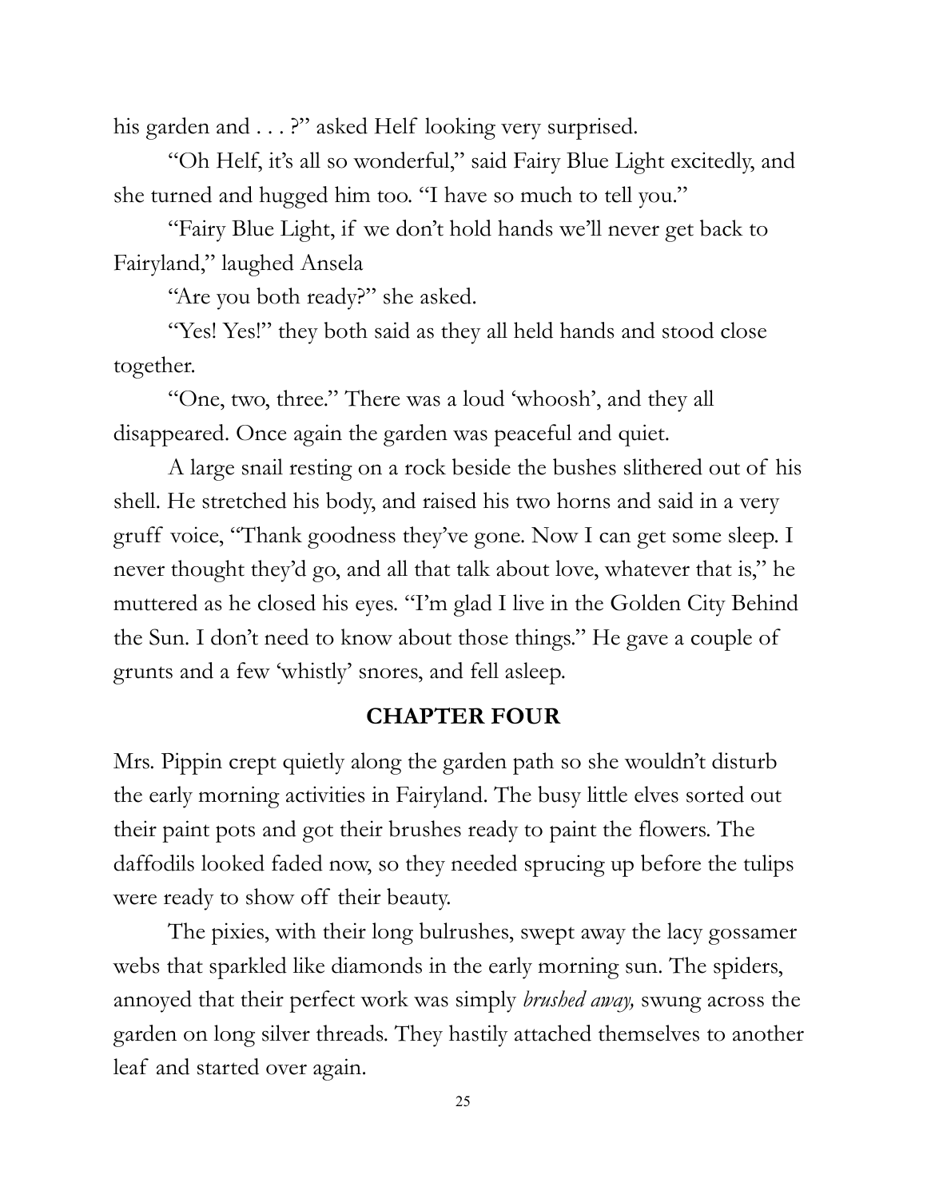his garden and . . . ?" asked Helf looking very surprised.

"Oh Helf, it's all so wonderful," said Fairy Blue Light excitedly, and she turned and hugged him too. "I have so much to tell you."

"Fairy Blue Light, if we don't hold hands we'll never get back to Fairyland," laughed Ansela

"Are you both ready?" she asked.

"Yes! Yes!" they both said as they all held hands and stood close together.

"One, two, three." There was a loud 'whoosh', and they all disappeared. Once again the garden was peaceful and quiet.

A large snail resting on a rock beside the bushes slithered out of his shell. He stretched his body, and raised his two horns and said in a very gruff voice, "Thank goodness they've gone. Now I can get some sleep. I never thought they'd go, and all that talk about love, whatever that is," he muttered as he closed his eyes. "I'm glad I live in the Golden City Behind the Sun. I don't need to know about those things." He gave a couple of grunts and a few 'whistly' snores, and fell asleep.

## CHAPTER FOUR

Mrs. Pippin crept quietly along the garden path so she wouldn't disturb the early morning activities in Fairyland. The busy little elves sorted out their paint pots and got their brushes ready to paint the flowers. The daffodils looked faded now, so they needed sprucing up before the tulips were ready to show off their beauty.

The pixies, with their long bulrushes, swept away the lacy gossamer webs that sparkled like diamonds in the early morning sun. The spiders, annoyed that their perfect work was simply *brushed away,* swung across the garden on long silver threads. They hastily attached themselves to another leaf and started over again.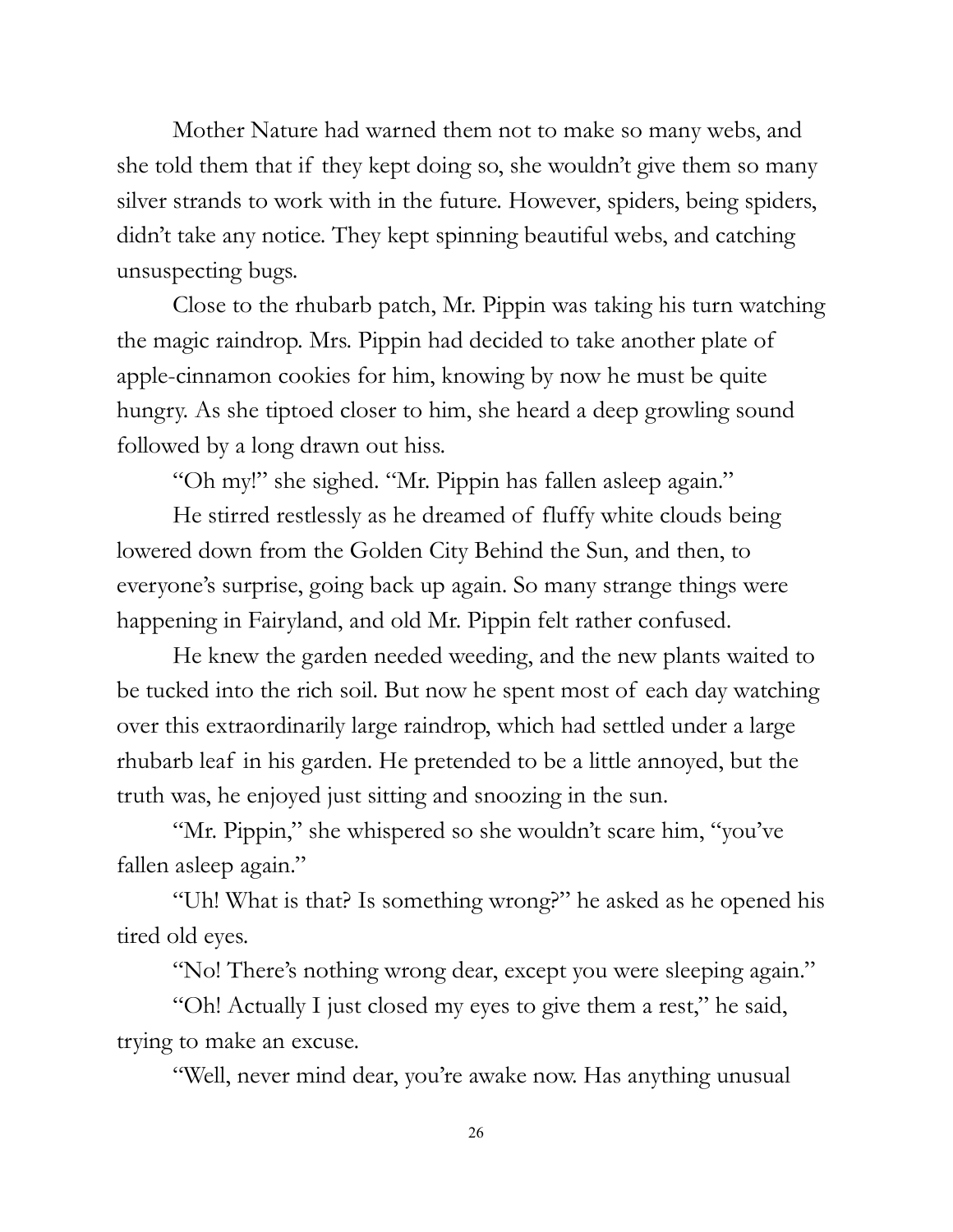Mother Nature had warned them not to make so many webs, and she told them that if they kept doing so, she wouldn't give them so many silver strands to work with in the future. However, spiders, being spiders, didn't take any notice. They kept spinning beautiful webs, and catching unsuspecting bugs.

Close to the rhubarb patch, Mr. Pippin was taking his turn watching the magic raindrop. Mrs. Pippin had decided to take another plate of apple-cinnamon cookies for him, knowing by now he must be quite hungry. As she tiptoed closer to him, she heard a deep growling sound followed by a long drawn out hiss.

"Oh my!" she sighed. "Mr. Pippin has fallen asleep again."

He stirred restlessly as he dreamed of fluffy white clouds being lowered down from the Golden City Behind the Sun, and then, to everyone's surprise, going back up again. So many strange things were happening in Fairyland, and old Mr. Pippin felt rather confused.

He knew the garden needed weeding, and the new plants waited to be tucked into the rich soil. But now he spent most of each day watching over this extraordinarily large raindrop, which had settled under a large rhubarb leaf in his garden. He pretended to be a little annoyed, but the truth was, he enjoyed just sitting and snoozing in the sun.

"Mr. Pippin," she whispered so she wouldn't scare him, "you've fallen asleep again."

"Uh! What is that? Is something wrong?" he asked as he opened his tired old eyes.

"No! There's nothing wrong dear, except you were sleeping again."

"Oh! Actually I just closed my eyes to give them a rest," he said, trying to make an excuse.

"Well, never mind dear, you're awake now. Has anything unusual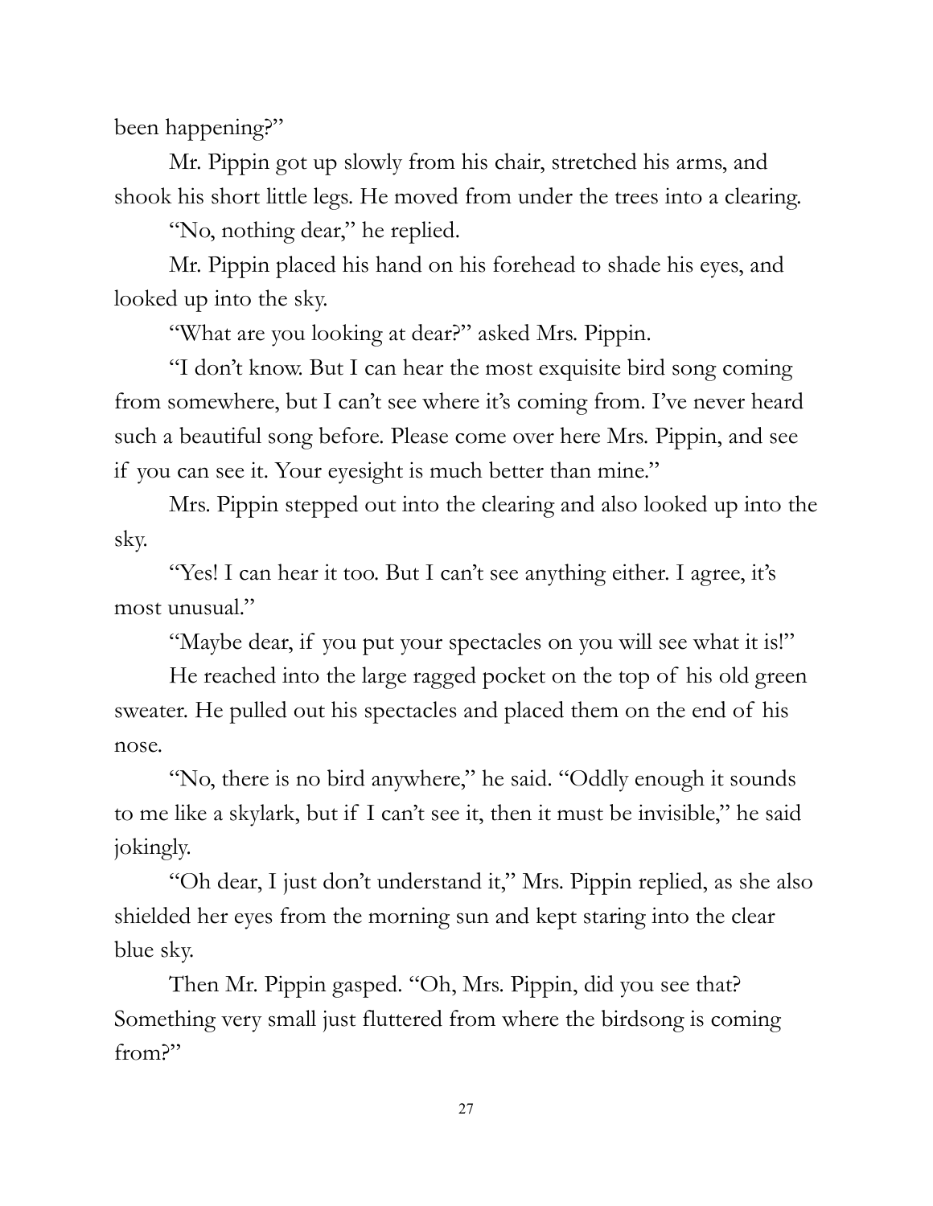been happening?"

Mr. Pippin got up slowly from his chair, stretched his arms, and shook his short little legs. He moved from under the trees into a clearing.

"No, nothing dear," he replied.

Mr. Pippin placed his hand on his forehead to shade his eyes, and looked up into the sky.

"What are you looking at dear?" asked Mrs. Pippin.

"I don't know. But I can hear the most exquisite bird song coming from somewhere, but I can't see where it's coming from. I've never heard such a beautiful song before. Please come over here Mrs. Pippin, and see if you can see it. Your eyesight is much better than mine."

Mrs. Pippin stepped out into the clearing and also looked up into the sky.

"Yes! I can hear it too. But I can't see anything either. I agree, it's most unusual."

"Maybe dear, if you put your spectacles on you will see what it is!"

He reached into the large ragged pocket on the top of his old green sweater. He pulled out his spectacles and placed them on the end of his nose.

"No, there is no bird anywhere," he said. "Oddly enough it sounds to me like a skylark, but if I can't see it, then it must be invisible," he said jokingly.

"Oh dear, I just don't understand it," Mrs. Pippin replied, as she also shielded her eyes from the morning sun and kept staring into the clear blue sky.

Then Mr. Pippin gasped. "Oh, Mrs. Pippin, did you see that? Something very small just fluttered from where the birdsong is coming from?"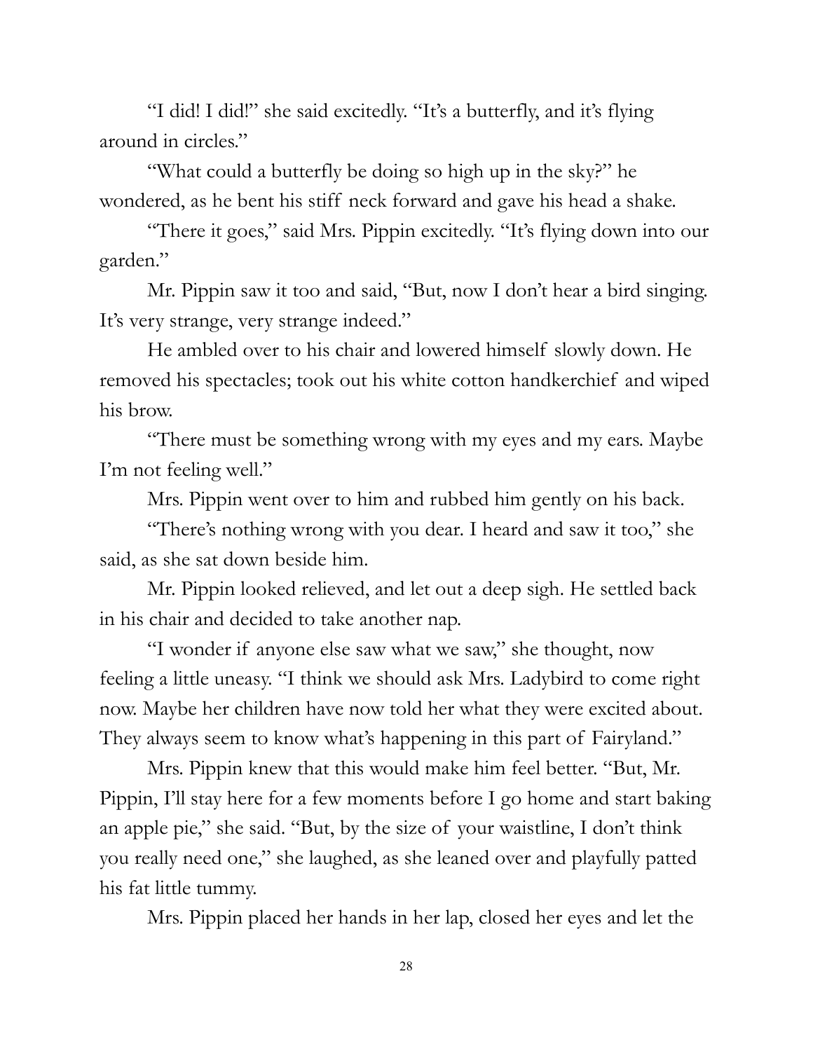"I did! I did!" she said excitedly. "It's a butterfly, and it's flying around in circles."

"What could a butterfly be doing so high up in the sky?" he wondered, as he bent his stiff neck forward and gave his head a shake.

"There it goes," said Mrs. Pippin excitedly. "It's flying down into our garden."

Mr. Pippin saw it too and said, "But, now I don't hear a bird singing. It's very strange, very strange indeed."

He ambled over to his chair and lowered himself slowly down. He removed his spectacles; took out his white cotton handkerchief and wiped his brow.

"There must be something wrong with my eyes and my ears. Maybe I'm not feeling well."

Mrs. Pippin went over to him and rubbed him gently on his back.

"There's nothing wrong with you dear. I heard and saw it too," she said, as she sat down beside him.

Mr. Pippin looked relieved, and let out a deep sigh. He settled back in his chair and decided to take another nap.

"I wonder if anyone else saw what we saw," she thought, now feeling a little uneasy. "I think we should ask Mrs. Ladybird to come right now. Maybe her children have now told her what they were excited about. They always seem to know what's happening in this part of Fairyland."

Mrs. Pippin knew that this would make him feel better. "But, Mr. Pippin, I'll stay here for a few moments before I go home and start baking an apple pie," she said. "But, by the size of your waistline, I don't think you really need one," she laughed, as she leaned over and playfully patted his fat little tummy.

Mrs. Pippin placed her hands in her lap, closed her eyes and let the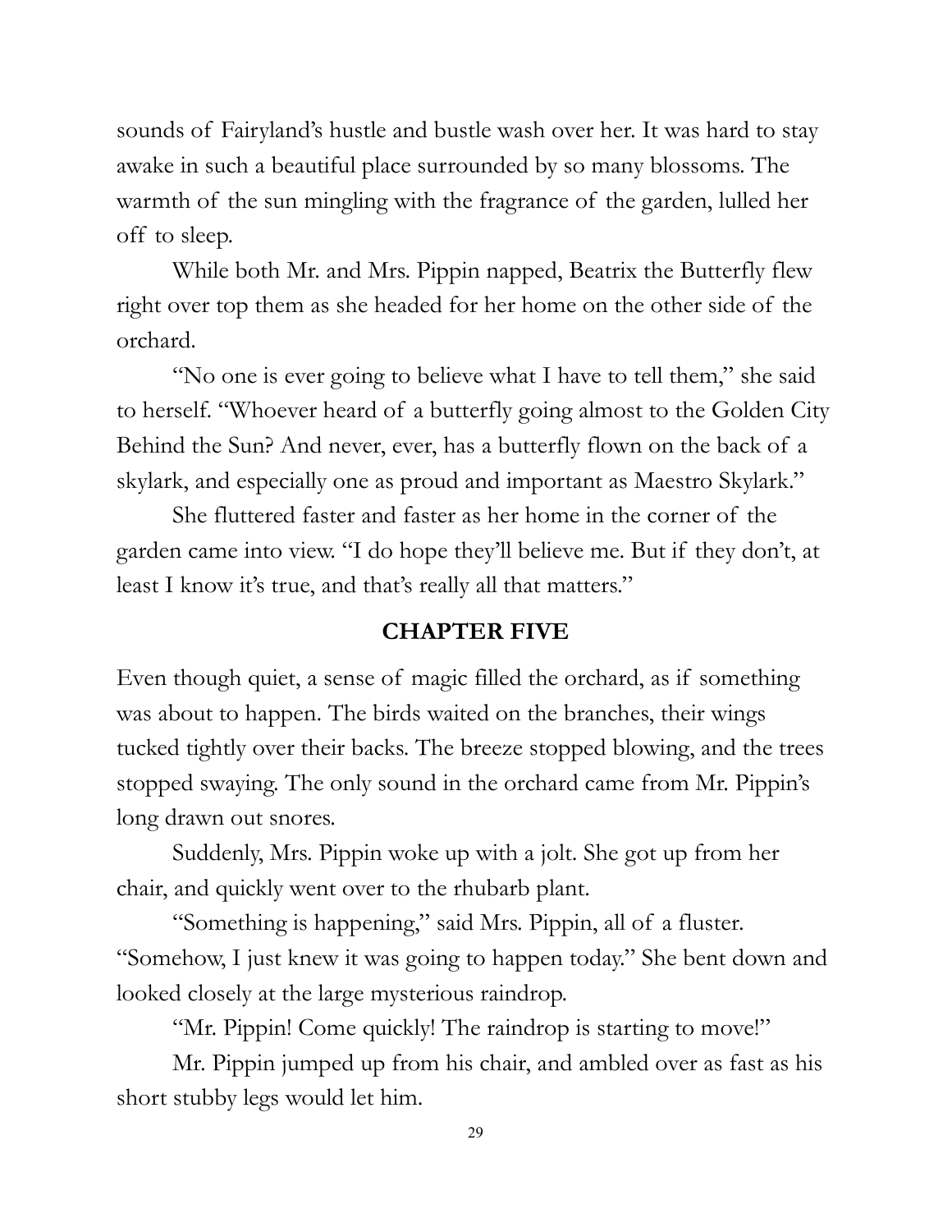sounds of Fairyland's hustle and bustle wash over her. It was hard to stay awake in such a beautiful place surrounded by so many blossoms. The warmth of the sun mingling with the fragrance of the garden, lulled her off to sleep.

While both Mr. and Mrs. Pippin napped, Beatrix the Butterfly flew right over top them as she headed for her home on the other side of the orchard.

"No one is ever going to believe what I have to tell them," she said to herself. "Whoever heard of a butterfly going almost to the Golden City Behind the Sun? And never, ever, has a butterfly flown on the back of a skylark, and especially one as proud and important as Maestro Skylark."

She fluttered faster and faster as her home in the corner of the garden came into view. "I do hope they'll believe me. But if they don't, at least I know it's true, and that's really all that matters."

## CHAPTER FIVE

Even though quiet, a sense of magic filled the orchard, as if something was about to happen. The birds waited on the branches, their wings tucked tightly over their backs. The breeze stopped blowing, and the trees stopped swaying. The only sound in the orchard came from Mr. Pippin's long drawn out snores.

Suddenly, Mrs. Pippin woke up with a jolt. She got up from her chair, and quickly went over to the rhubarb plant.

"Something is happening," said Mrs. Pippin, all of a fluster. "Somehow, I just knew it was going to happen today." She bent down and looked closely at the large mysterious raindrop.

"Mr. Pippin! Come quickly! The raindrop is starting to move!"

Mr. Pippin jumped up from his chair, and ambled over as fast as his short stubby legs would let him.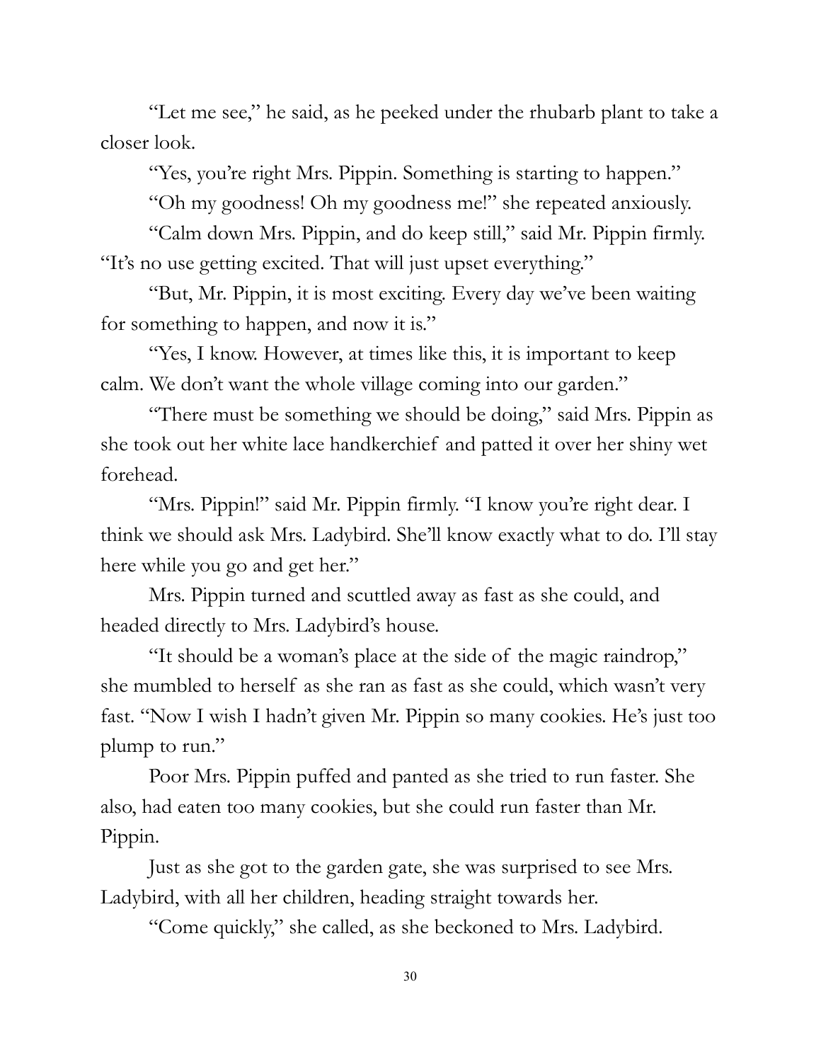"Let me see," he said, as he peeked under the rhubarb plant to take a closer look.

"Yes, you're right Mrs. Pippin. Something is starting to happen."

"Oh my goodness! Oh my goodness me!" she repeated anxiously.

"Calm down Mrs. Pippin, and do keep still," said Mr. Pippin firmly. "It's no use getting excited. That will just upset everything."

"But, Mr. Pippin, it is most exciting. Every day we've been waiting for something to happen, and now it is."

"Yes, I know. However, at times like this, it is important to keep calm. We don't want the whole village coming into our garden."

"There must be something we should be doing," said Mrs. Pippin as she took out her white lace handkerchief and patted it over her shiny wet forehead.

"Mrs. Pippin!" said Mr. Pippin firmly. "I know you're right dear. I think we should ask Mrs. Ladybird. She'll know exactly what to do. I'll stay here while you go and get her."

Mrs. Pippin turned and scuttled away as fast as she could, and headed directly to Mrs. Ladybird's house.

"It should be a woman's place at the side of the magic raindrop," she mumbled to herself as she ran as fast as she could, which wasn't very fast. "Now I wish I hadn't given Mr. Pippin so many cookies. He's just too plump to run."

Poor Mrs. Pippin puffed and panted as she tried to run faster. She also, had eaten too many cookies, but she could run faster than Mr. Pippin.

Just as she got to the garden gate, she was surprised to see Mrs. Ladybird, with all her children, heading straight towards her.

"Come quickly," she called, as she beckoned to Mrs. Ladybird.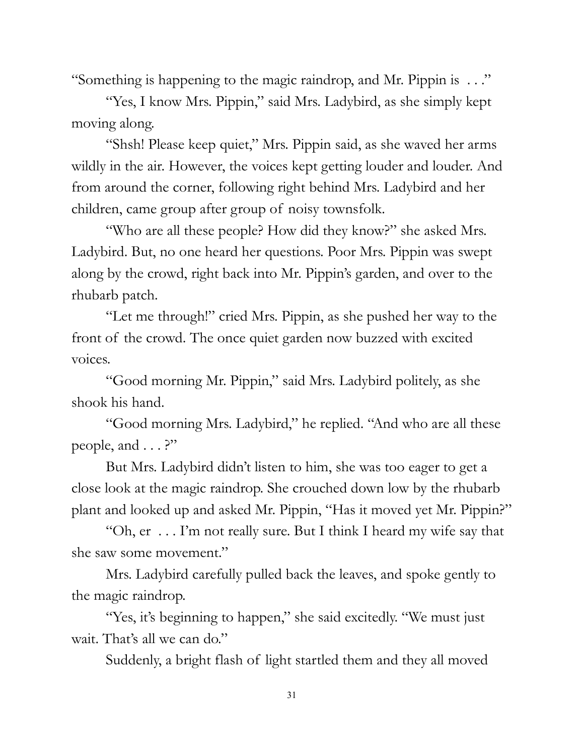"Something is happening to the magic raindrop, and Mr. Pippin is . . ."

"Yes, I know Mrs. Pippin," said Mrs. Ladybird, as she simply kept moving along.

"Shsh! Please keep quiet," Mrs. Pippin said, as she waved her arms wildly in the air. However, the voices kept getting louder and louder. And from around the corner, following right behind Mrs. Ladybird and her children, came group after group of noisy townsfolk.

"Who are all these people? How did they know?" she asked Mrs. Ladybird. But, no one heard her questions. Poor Mrs. Pippin was swept along by the crowd, right back into Mr. Pippin's garden, and over to the rhubarb patch.

"Let me through!" cried Mrs. Pippin, as she pushed her way to the front of the crowd. The once quiet garden now buzzed with excited voices.

"Good morning Mr. Pippin," said Mrs. Ladybird politely, as she shook his hand.

"Good morning Mrs. Ladybird," he replied. "And who are all these people, and . . . ?"

But Mrs. Ladybird didn't listen to him, she was too eager to get a close look at the magic raindrop. She crouched down low by the rhubarb plant and looked up and asked Mr. Pippin, "Has it moved yet Mr. Pippin?"

"Oh, er . . . I'm not really sure. But I think I heard my wife say that she saw some movement."

Mrs. Ladybird carefully pulled back the leaves, and spoke gently to the magic raindrop.

"Yes, it's beginning to happen," she said excitedly. "We must just wait. That's all we can do."

Suddenly, a bright flash of light startled them and they all moved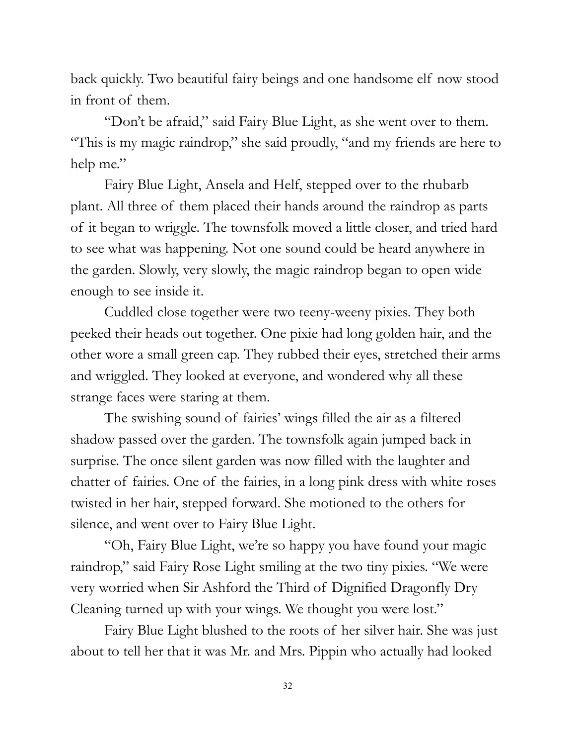back quickly. Two beautiful fairy beings and one handsome elf now stood in front of them.

"Don't be afraid," said Fairy Blue Light, as she went over to them. "This is my magic raindrop," she said proudly, "and my friends are here to help me."

Fairy Blue Light, Ansela and Helf, stepped over to the rhubarb plant. All three of them placed their hands around the raindrop as parts of it began to wriggle. The townsfolk moved a little closer, and tried hard to see what was happening. Not one sound could be heard anywhere in the garden. Slowly, very slowly, the magic raindrop began to open wide enough to see inside it.

Cuddled close together were two teeny-weeny pixies. They both peeked their heads out together. One pixie had long golden hair, and the other wore a small green cap. They rubbed their eyes, stretched their arms and wriggled. They looked at everyone, and wondered why all these strange faces were staring at them.

The swishing sound of fairies' wings filled the air as a filtered shadow passed over the garden. The townsfolk again jumped back in surprise. The once silent garden was now filled with the laughter and chatter of fairies. One of the fairies, in a long pink dress with white roses twisted in her hair, stepped forward. She motioned to the others for silence, and went over to Fairy Blue Light.

"Oh, Fairy Blue Light, we're so happy you have found your magic raindrop," said Fairy Rose Light smiling at the two tiny pixies. "We were very worried when Sir Ashford the Third of Dignified Dragonfly Dry Cleaning turned up with your wings. We thought you were lost."

Fairy Blue Light blushed to the roots of her silver hair. She was just about to tell her that it was Mr. and Mrs. Pippin who actually had looked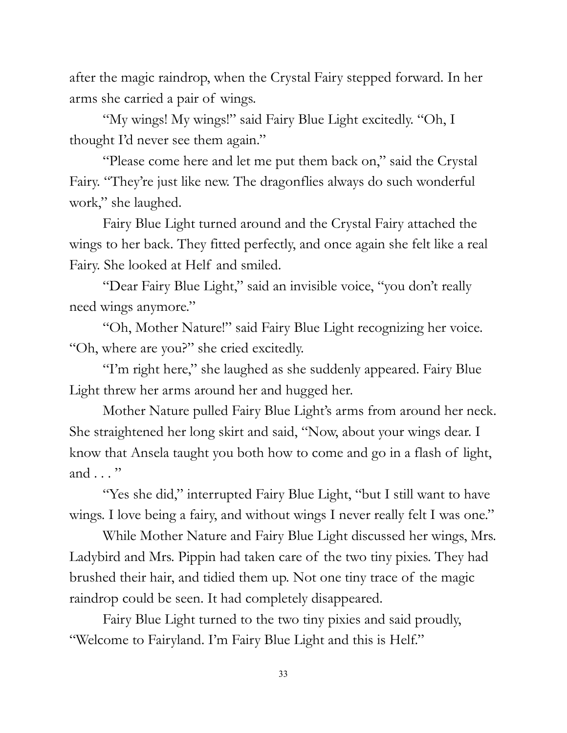after the magic raindrop, when the Crystal Fairy stepped forward. In her arms she carried a pair of wings.

"My wings! My wings!" said Fairy Blue Light excitedly. "Oh, I thought I'd never see them again."

"Please come here and let me put them back on," said the Crystal Fairy. "They're just like new. The dragonflies always do such wonderful work," she laughed.

Fairy Blue Light turned around and the Crystal Fairy attached the wings to her back. They fitted perfectly, and once again she felt like a real Fairy. She looked at Helf and smiled.

"Dear Fairy Blue Light," said an invisible voice, "you don't really need wings anymore."

"Oh, Mother Nature!" said Fairy Blue Light recognizing her voice. "Oh, where are you?" she cried excitedly.

"I'm right here," she laughed as she suddenly appeared. Fairy Blue Light threw her arms around her and hugged her.

Mother Nature pulled Fairy Blue Light's arms from around her neck. She straightened her long skirt and said, "Now, about your wings dear. I know that Ansela taught you both how to come and go in a flash of light, and . . . "

"Yes she did," interrupted Fairy Blue Light, "but I still want to have wings. I love being a fairy, and without wings I never really felt I was one."

While Mother Nature and Fairy Blue Light discussed her wings, Mrs. Ladybird and Mrs. Pippin had taken care of the two tiny pixies. They had brushed their hair, and tidied them up. Not one tiny trace of the magic raindrop could be seen. It had completely disappeared.

Fairy Blue Light turned to the two tiny pixies and said proudly, "Welcome to Fairyland. I'm Fairy Blue Light and this is Helf."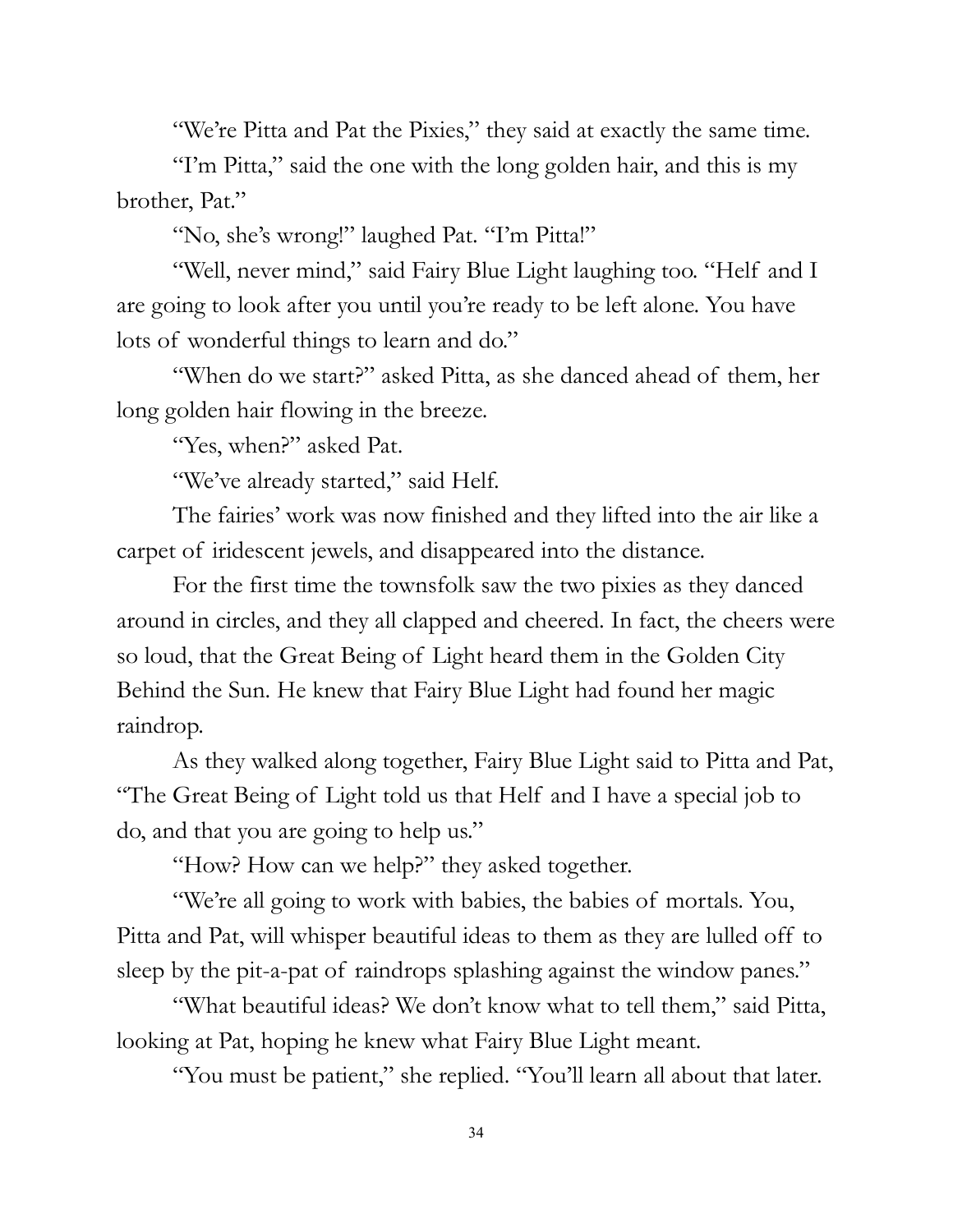"We're Pitta and Pat the Pixies," they said at exactly the same time.

"I'm Pitta," said the one with the long golden hair, and this is my brother, Pat."

"No, she's wrong!" laughed Pat. "I'm Pitta!"

"Well, never mind," said Fairy Blue Light laughing too. "Helf and I are going to look after you until you're ready to be left alone. You have lots of wonderful things to learn and do."

"When do we start?" asked Pitta, as she danced ahead of them, her long golden hair flowing in the breeze.

"Yes, when?" asked Pat.

"We've already started," said Helf.

The fairies' work was now finished and they lifted into the air like a carpet of iridescent jewels, and disappeared into the distance.

For the first time the townsfolk saw the two pixies as they danced around in circles, and they all clapped and cheered. In fact, the cheers were so loud, that the Great Being of Light heard them in the Golden City Behind the Sun. He knew that Fairy Blue Light had found her magic raindrop.

As they walked along together, Fairy Blue Light said to Pitta and Pat, "The Great Being of Light told us that Helf and I have a special job to do, and that you are going to help us."

"How? How can we help?" they asked together.

"We're all going to work with babies, the babies of mortals. You, Pitta and Pat, will whisper beautiful ideas to them as they are lulled off to sleep by the pit-a-pat of raindrops splashing against the window panes."

"What beautiful ideas? We don't know what to tell them," said Pitta, looking at Pat, hoping he knew what Fairy Blue Light meant.

"You must be patient," she replied. "You'll learn all about that later.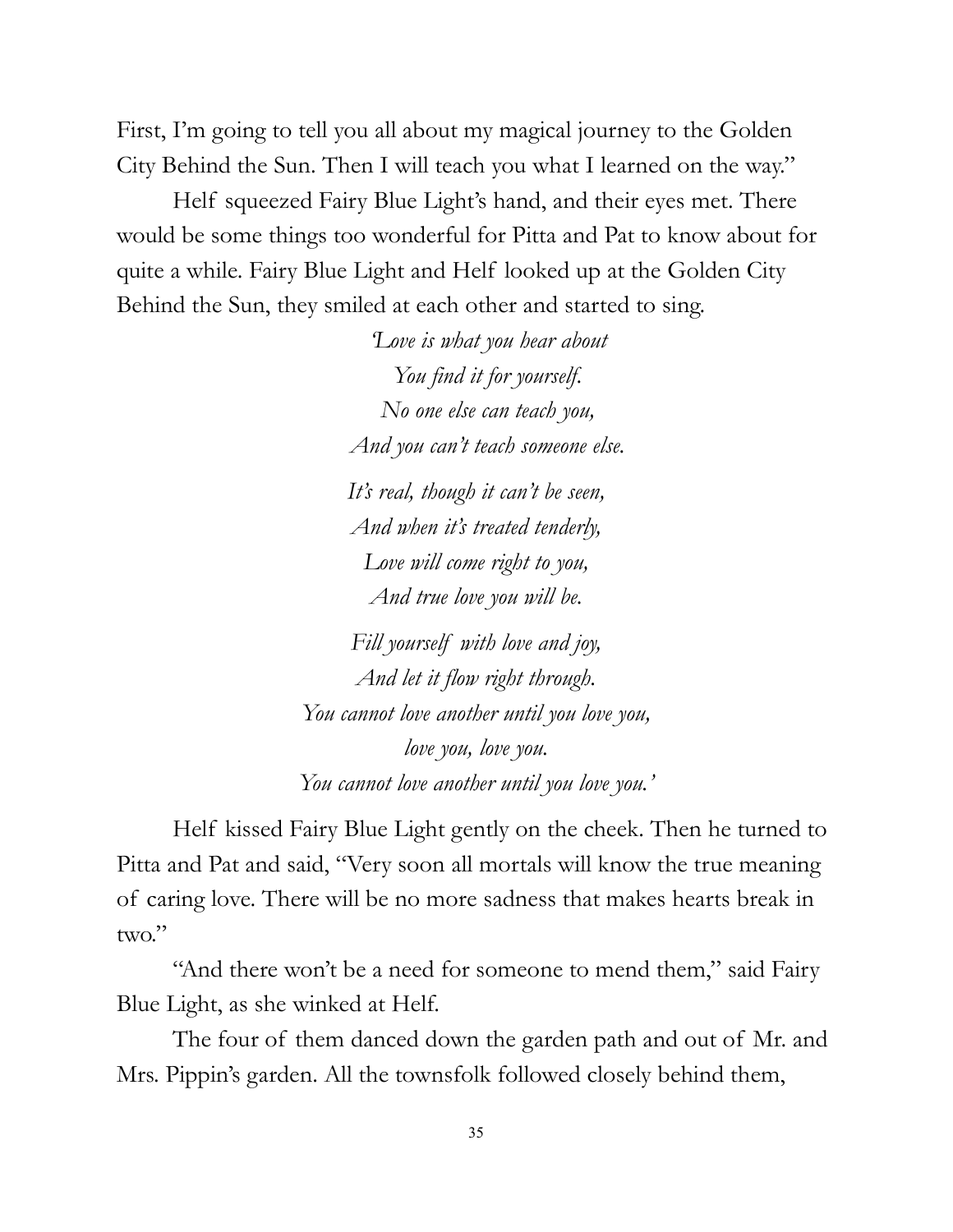First, I'm going to tell you all about my magical journey to the Golden City Behind the Sun. Then I will teach you what I learned on the way."

Helf squeezed Fairy Blue Light's hand, and their eyes met. There would be some things too wonderful for Pitta and Pat to know about for quite a while. Fairy Blue Light and Helf looked up at the Golden City Behind the Sun, they smiled at each other and started to sing.

*'Love is what you hear about*  
*You find it for yourself.*  
*No one else can teach you,*  
*And you can't teach someone else.*

*It's real, though it can't be seen,*  
*And when it's treated tenderly,*  
*Love will come right to you,*  
*And true love you will be.*

*Fill yourself with love and joy,*  
*And let it flow right through.*  
*You cannot love another until you love you,*  
*love you, love you.*  
*You cannot love another until you love you.'*

Helf kissed Fairy Blue Light gently on the cheek. Then he turned to Pitta and Pat and said, "Very soon all mortals will know the true meaning of caring love. There will be no more sadness that makes hearts break in two."

"And there won't be a need for someone to mend them," said Fairy Blue Light, as she winked at Helf.

The four of them danced down the garden path and out of Mr. and Mrs. Pippin's garden. All the townsfolk followed closely behind them,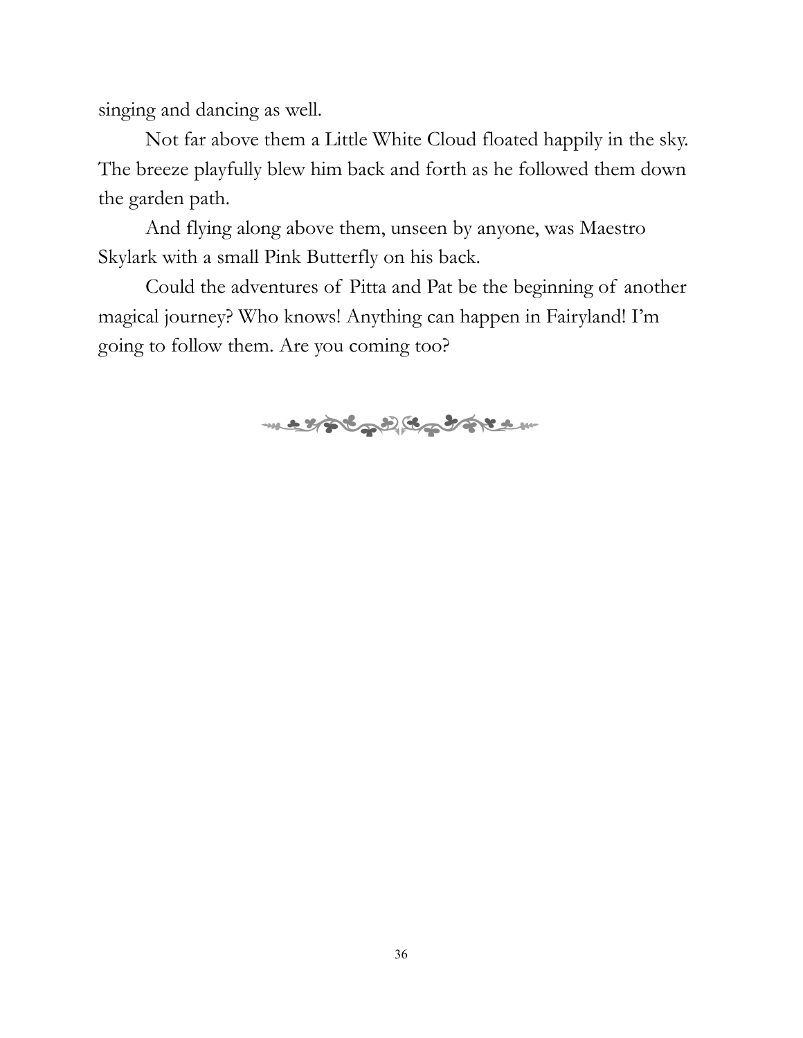singing and dancing as well.

Not far above them a Little White Cloud floated happily in the sky. The breeze playfully blew him back and forth as he followed them down the garden path.

And flying along above them, unseen by anyone, was Maestro Skylark with a small Pink Butterfly on his back.

Could the adventures of Pitta and Pat be the beginning of another magical journey? Who knows! Anything can happen in Fairyland! I'm going to follow them. Are you coming too?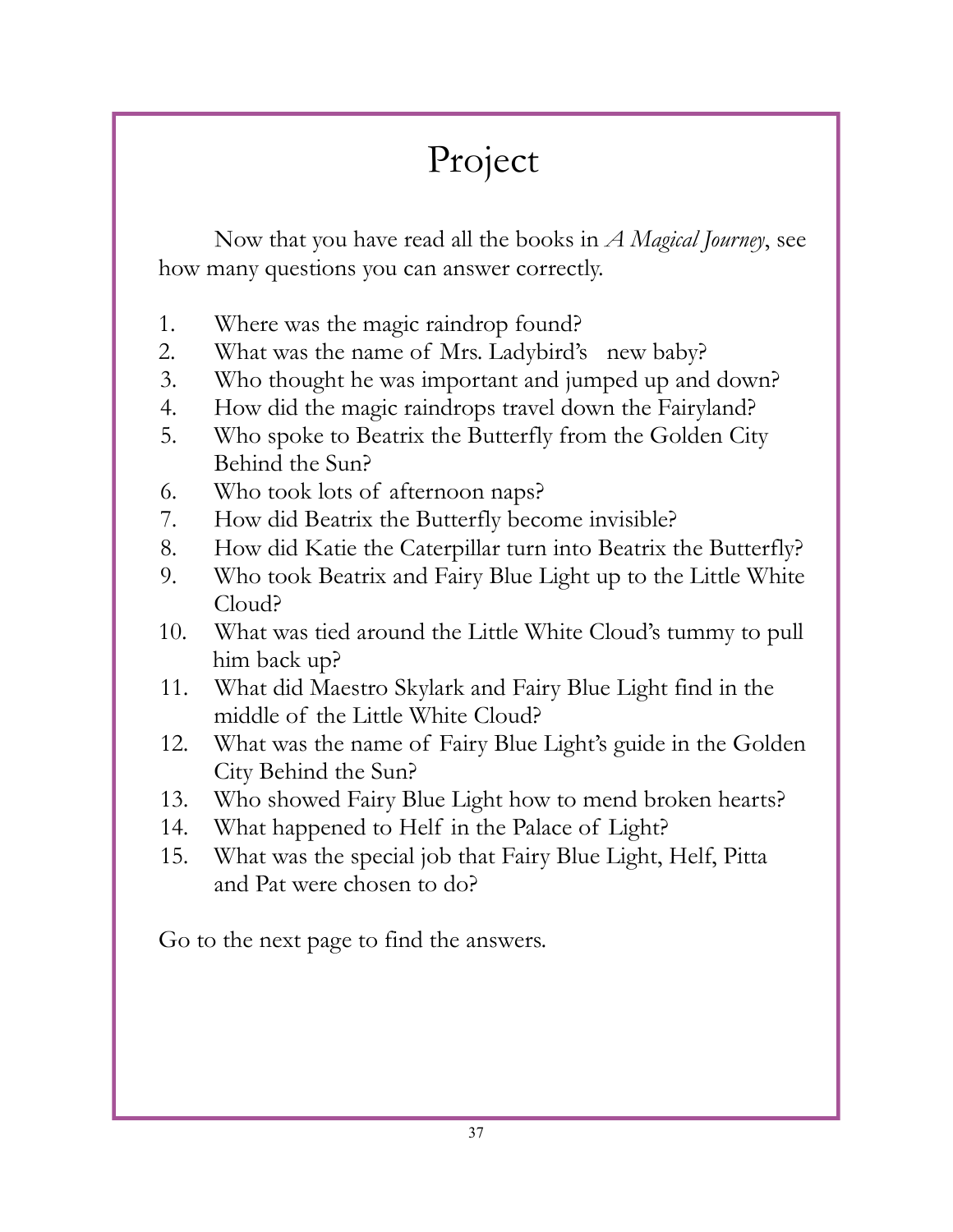# Project

Now that you have read all the books in *A Magical Journey*, see how many questions you can answer correctly.

1. Where was the magic raindrop found?
2. What was the name of Mrs. Ladybird's new baby?
3. Who thought he was important and jumped up and down?
4. How did the magic raindrops travel down the Fairyland?
5. Who spoke to Beatrix the Butterfly from the Golden City Behind the Sun?
6. Who took lots of afternoon naps?
7. How did Beatrix the Butterfly become invisible?
8. How did Katie the Caterpillar turn into Beatrix the Butterfly?
9. Who took Beatrix and Fairy Blue Light up to the Little White Cloud?
10. What was tied around the Little White Cloud's tummy to pull him back up?
11. What did Maestro Skylark and Fairy Blue Light find in the middle of the Little White Cloud?
12. What was the name of Fairy Blue Light's guide in the Golden City Behind the Sun?
13. Who showed Fairy Blue Light how to mend broken hearts?
14. What happened to Helf in the Palace of Light?
15. What was the special job that Fairy Blue Light, Helf, Pitta and Pat were chosen to do?

Go to the next page to find the answers.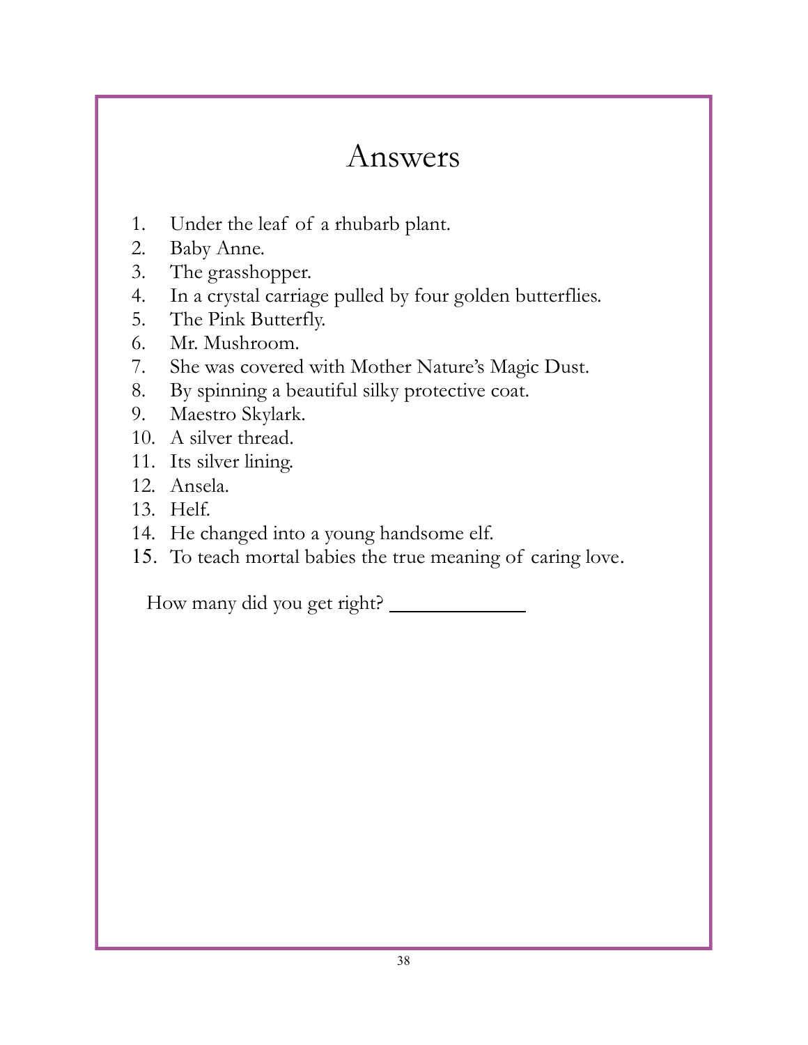# Answers

1. Under the leaf of a rhubarb plant.
2. Baby Anne.
3. The grasshopper.
4. In a crystal carriage pulled by four golden butterflies.
5. The Pink Butterfly.
6. Mr. Mushroom.
7. She was covered with Mother Nature's Magic Dust.
8. By spinning a beautiful silky protective coat.
9. Maestro Skylark.
10. A silver thread.
11. Its silver lining.
12. Ansela.
13. Helf.
14. He changed into a young handsome elf.
15. To teach mortal babies the true meaning of caring love.

How many did you get right? ____________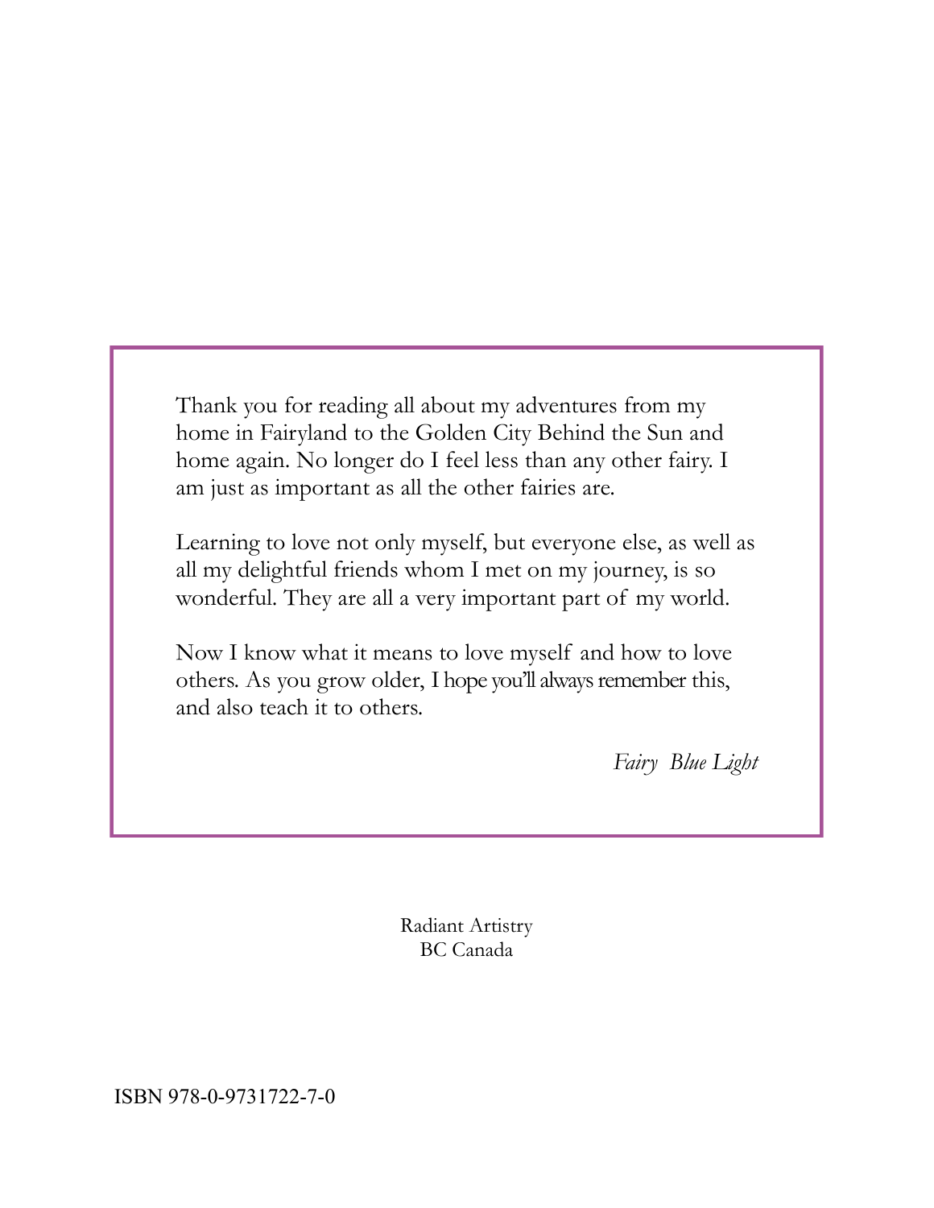Thank you for reading all about my adventures from my home in Fairyland to the Golden City Behind the Sun and home again. No longer do I feel less than any other fairy. I am just as important as all the other fairies are.

Learning to love not only myself, but everyone else, as well as all my delightful friends whom I met on my journey, is so wonderful. They are all a very important part of my world.

Now I know what it means to love myself and how to love others. As you grow older, I hope you'll always remember this, and also teach it to others.

*Fairy Blue Light*

Radiant Artistry
BC Canada

ISBN 978-0-9731722-7-0